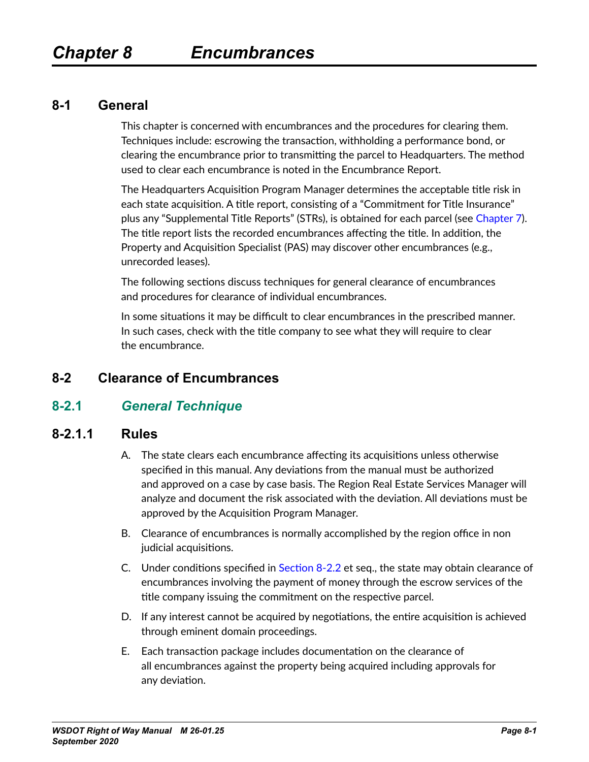# Chapter 8 Encumbrances

## 8-1 General

This chapter is concerned with encumbrances and the procedures for clearing them. Techniques include: escrowing the transaction, withholding a performance bond, or clearing the encumbrance prior to transmitting the parcel to Headquarters. The method used to clear each encumbrance is noted in the Encumbrance Report.

The Headquarters Acquisition Program Manager determines the acceptable title risk in each state acquisition. A title report, consisting of a "Commitment for Title Insurance" plus any "Supplemental Title Reports" (STRs), is obtained for each parcel (see Chapter 7). The title report lists the recorded encumbrances affecting the title. In addition, the Property and Acquisition Specialist (PAS) may discover other encumbrances (e.g., unrecorded leases).

The following sections discuss techniques for general clearance of encumbrances and procedures for clearance of individual encumbrances.

In some situations it may be difficult to clear encumbrances in the prescribed manner. In such cases, check with the title company to see what they will require to clear the encumbrance.

## 8-2 Clearance of Encumbrances

### 8-2.1 *General Technique*

#### 8-2.1.1 Rules

A. The state clears each encumbrance affecting its acquisitions unless otherwise specified in this manual. Any deviations from the manual must be authorized and approved on a case by case basis. The Region Real Estate Services Manager will analyze and document the risk associated with the deviation. All deviations must be approved by the Acquisition Program Manager.

B. Clearance of encumbrances is normally accomplished by the region office in non judicial acquisitions.

C. Under conditions specified in Section 8-2.2 et seq., the state may obtain clearance of encumbrances involving the payment of money through the escrow services of the title company issuing the commitment on the respective parcel.

D. If any interest cannot be acquired by negotiations, the entire acquisition is achieved through eminent domain proceedings.

E. Each transaction package includes documentation on the clearance of all encumbrances against the property being acquired including approvals for any deviation.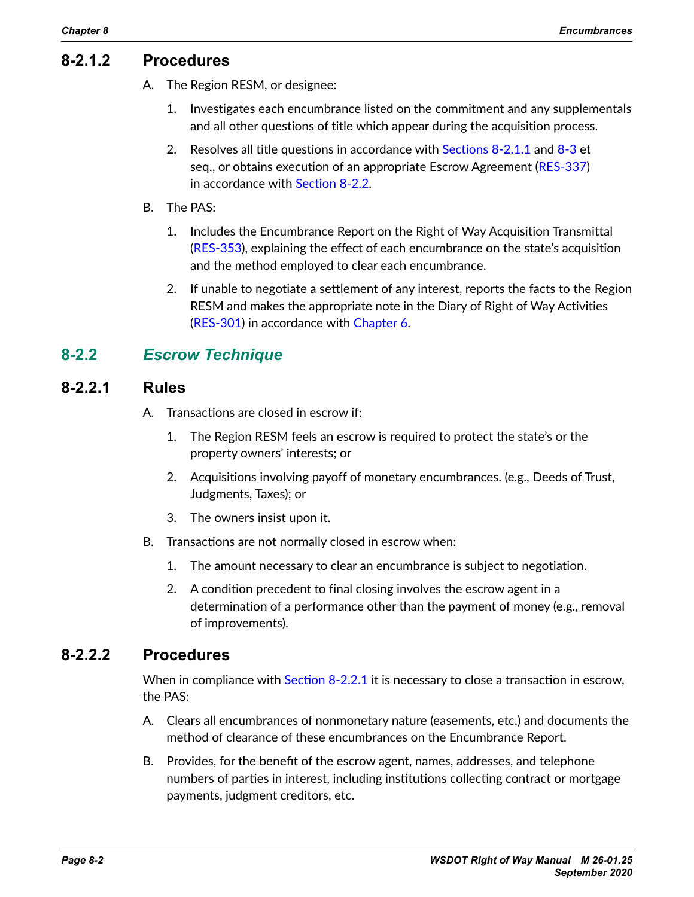### 8-2.1.2 Procedures

A. The Region RESM, or designee:

1. Investigates each encumbrance listed on the commitment and any supplementals and all other questions of title which appear during the acquisition process.

2. Resolves all title questions in accordance with Sections 8-2.1.1 and 8-3 et seq., or obtains execution of an appropriate Escrow Agreement (RES-337) in accordance with Section 8-2.2.

B. The PAS:

1. Includes the Encumbrance Report on the Right of Way Acquisition Transmittal (RES-353), explaining the effect of each encumbrance on the state's acquisition and the method employed to clear each encumbrance.

2. If unable to negotiate a settlement of any interest, reports the facts to the Region RESM and makes the appropriate note in the Diary of Right of Way Activities (RES-301) in accordance with Chapter 6.

## 8-2.2 *Escrow Technique*

### 8-2.2.1 Rules

A. Transactions are closed in escrow if:

1. The Region RESM feels an escrow is required to protect the state's or the property owners' interests; or

2. Acquisitions involving payoff of monetary encumbrances. (e.g., Deeds of Trust, Judgments, Taxes); or

3. The owners insist upon it.

B. Transactions are not normally closed in escrow when:

1. The amount necessary to clear an encumbrance is subject to negotiation.

2. A condition precedent to final closing involves the escrow agent in a determination of a performance other than the payment of money (e.g., removal of improvements).

### 8-2.2.2 Procedures

When in compliance with Section 8-2.2.1 it is necessary to close a transaction in escrow, the PAS:

A. Clears all encumbrances of nonmonetary nature (easements, etc.) and documents the method of clearance of these encumbrances on the Encumbrance Report.

B. Provides, for the benefit of the escrow agent, names, addresses, and telephone numbers of parties in interest, including institutions collecting contract or mortgage payments, judgment creditors, etc.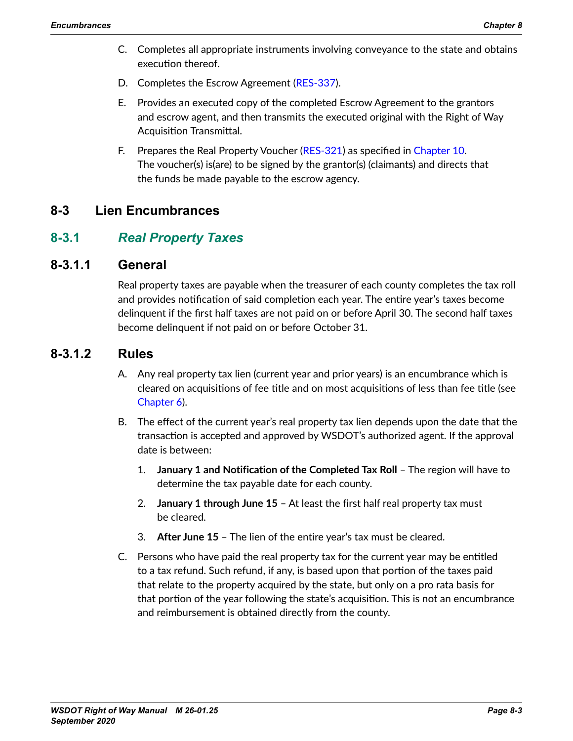C. Completes all appropriate instruments involving conveyance to the state and obtains execution thereof.

D. Completes the Escrow Agreement (RES-337).

E. Provides an executed copy of the completed Escrow Agreement to the grantors and escrow agent, and then transmits the executed original with the Right of Way Acquisition Transmittal.

F. Prepares the Real Property Voucher (RES-321) as specified in Chapter 10. The voucher(s) is(are) to be signed by the grantor(s) (claimants) and directs that the funds be made payable to the escrow agency.

## 8-3 Lien Encumbrances

## 8-3.1 *Real Property Taxes*

### 8-3.1.1 General

Real property taxes are payable when the treasurer of each county completes the tax roll and provides notification of said completion each year. The entire year's taxes become delinquent if the first half taxes are not paid on or before April 30. The second half taxes become delinquent if not paid on or before October 31.

### 8-3.1.2 Rules

A. Any real property tax lien (current year and prior years) is an encumbrance which is cleared on acquisitions of fee title and on most acquisitions of less than fee title (see Chapter 6).

B. The effect of the current year's real property tax lien depends upon the date that the transaction is accepted and approved by WSDOT's authorized agent. If the approval date is between:

   1. **January 1 and Notification of the Completed Tax Roll** – The region will have to determine the tax payable date for each county.

   2. **January 1 through June 15** – At least the first half real property tax must be cleared.

   3. **After June 15** – The lien of the entire year's tax must be cleared.

C. Persons who have paid the real property tax for the current year may be entitled to a tax refund. Such refund, if any, is based upon that portion of the taxes paid that relate to the property acquired by the state, but only on a pro rata basis for that portion of the year following the state's acquisition. This is not an encumbrance and reimbursement is obtained directly from the county.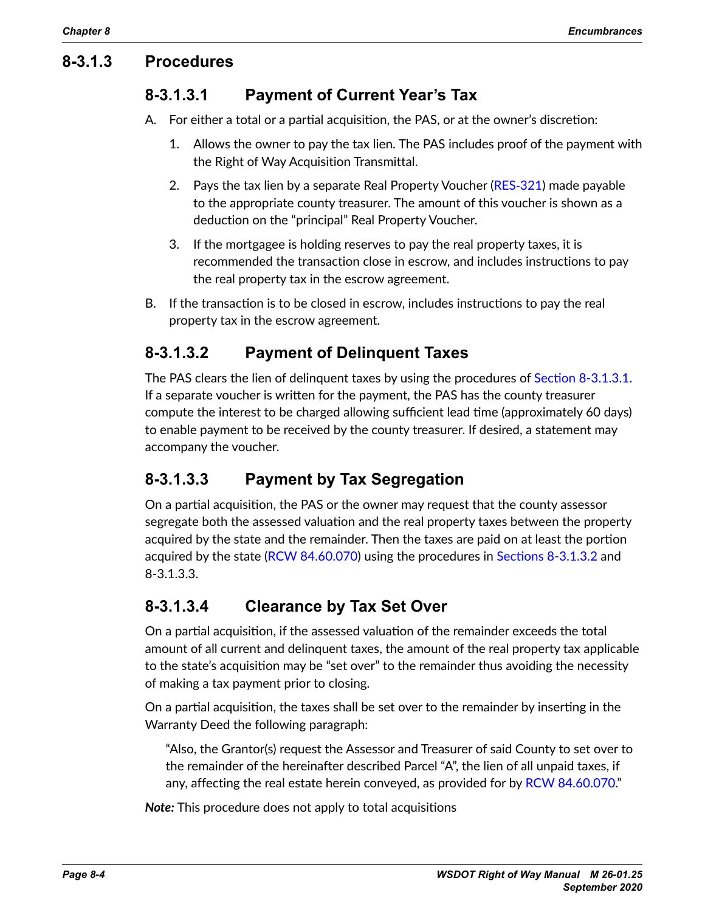## 8-3.1.3 Procedures

### 8-3.1.3.1 Payment of Current Year's Tax

A. For either a total or a partial acquisition, the PAS, or at the owner's discretion:

   1. Allows the owner to pay the tax lien. The PAS includes proof of the payment with the Right of Way Acquisition Transmittal.

   2. Pays the tax lien by a separate Real Property Voucher (RES-321) made payable to the appropriate county treasurer. The amount of this voucher is shown as a deduction on the "principal" Real Property Voucher.

   3. If the mortgagee is holding reserves to pay the real property taxes, it is recommended the transaction close in escrow, and includes instructions to pay the real property tax in the escrow agreement.

B. If the transaction is to be closed in escrow, includes instructions to pay the real property tax in the escrow agreement.

### 8-3.1.3.2 Payment of Delinquent Taxes

The PAS clears the lien of delinquent taxes by using the procedures of Section 8-3.1.3.1. If a separate voucher is written for the payment, the PAS has the county treasurer compute the interest to be charged allowing sufficient lead time (approximately 60 days) to enable payment to be received by the county treasurer. If desired, a statement may accompany the voucher.

### 8-3.1.3.3 Payment by Tax Segregation

On a partial acquisition, the PAS or the owner may request that the county assessor segregate both the assessed valuation and the real property taxes between the property acquired by the state and the remainder. Then the taxes are paid on at least the portion acquired by the state (RCW 84.60.070) using the procedures in Sections 8-3.1.3.2 and 8-3.1.3.3.

### 8-3.1.3.4 Clearance by Tax Set Over

On a partial acquisition, if the assessed valuation of the remainder exceeds the total amount of all current and delinquent taxes, the amount of the real property tax applicable to the state's acquisition may be "set over" to the remainder thus avoiding the necessity of making a tax payment prior to closing.

On a partial acquisition, the taxes shall be set over to the remainder by inserting in the Warranty Deed the following paragraph:

> "Also, the Grantor(s) request the Assessor and Treasurer of said County to set over to the remainder of the hereinafter described Parcel "A", the lien of all unpaid taxes, if any, affecting the real estate herein conveyed, as provided for by RCW 84.60.070."

***Note:*** This procedure does not apply to total acquisitions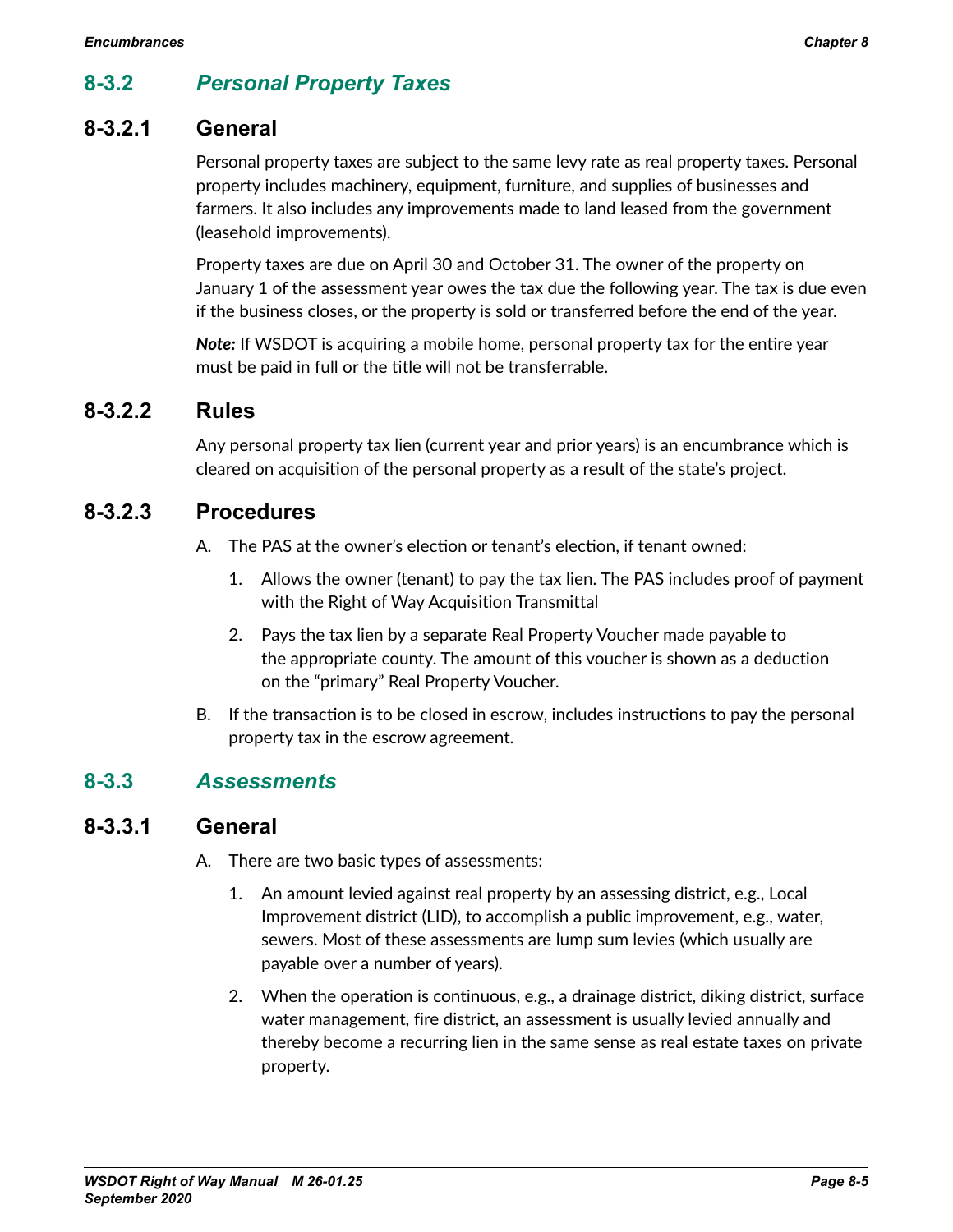## 8-3.2 *Personal Property Taxes*

### 8-3.2.1 General

Personal property taxes are subject to the same levy rate as real property taxes. Personal property includes machinery, equipment, furniture, and supplies of businesses and farmers. It also includes any improvements made to land leased from the government (leasehold improvements).

Property taxes are due on April 30 and October 31. The owner of the property on January 1 of the assessment year owes the tax due the following year. The tax is due even if the business closes, or the property is sold or transferred before the end of the year.

***Note:*** If WSDOT is acquiring a mobile home, personal property tax for the entire year must be paid in full or the title will not be transferrable.

### 8-3.2.2 Rules

Any personal property tax lien (current year and prior years) is an encumbrance which is cleared on acquisition of the personal property as a result of the state's project.

### 8-3.2.3 Procedures

A. The PAS at the owner's election or tenant's election, if tenant owned:

   1. Allows the owner (tenant) to pay the tax lien. The PAS includes proof of payment with the Right of Way Acquisition Transmittal

   2. Pays the tax lien by a separate Real Property Voucher made payable to the appropriate county. The amount of this voucher is shown as a deduction on the "primary" Real Property Voucher.

B. If the transaction is to be closed in escrow, includes instructions to pay the personal property tax in the escrow agreement.

## 8-3.3 *Assessments*

### 8-3.3.1 General

A. There are two basic types of assessments:

   1. An amount levied against real property by an assessing district, e.g., Local Improvement district (LID), to accomplish a public improvement, e.g., water, sewers. Most of these assessments are lump sum levies (which usually are payable over a number of years).

   2. When the operation is continuous, e.g., a drainage district, diking district, surface water management, fire district, an assessment is usually levied annually and thereby become a recurring lien in the same sense as real estate taxes on private property.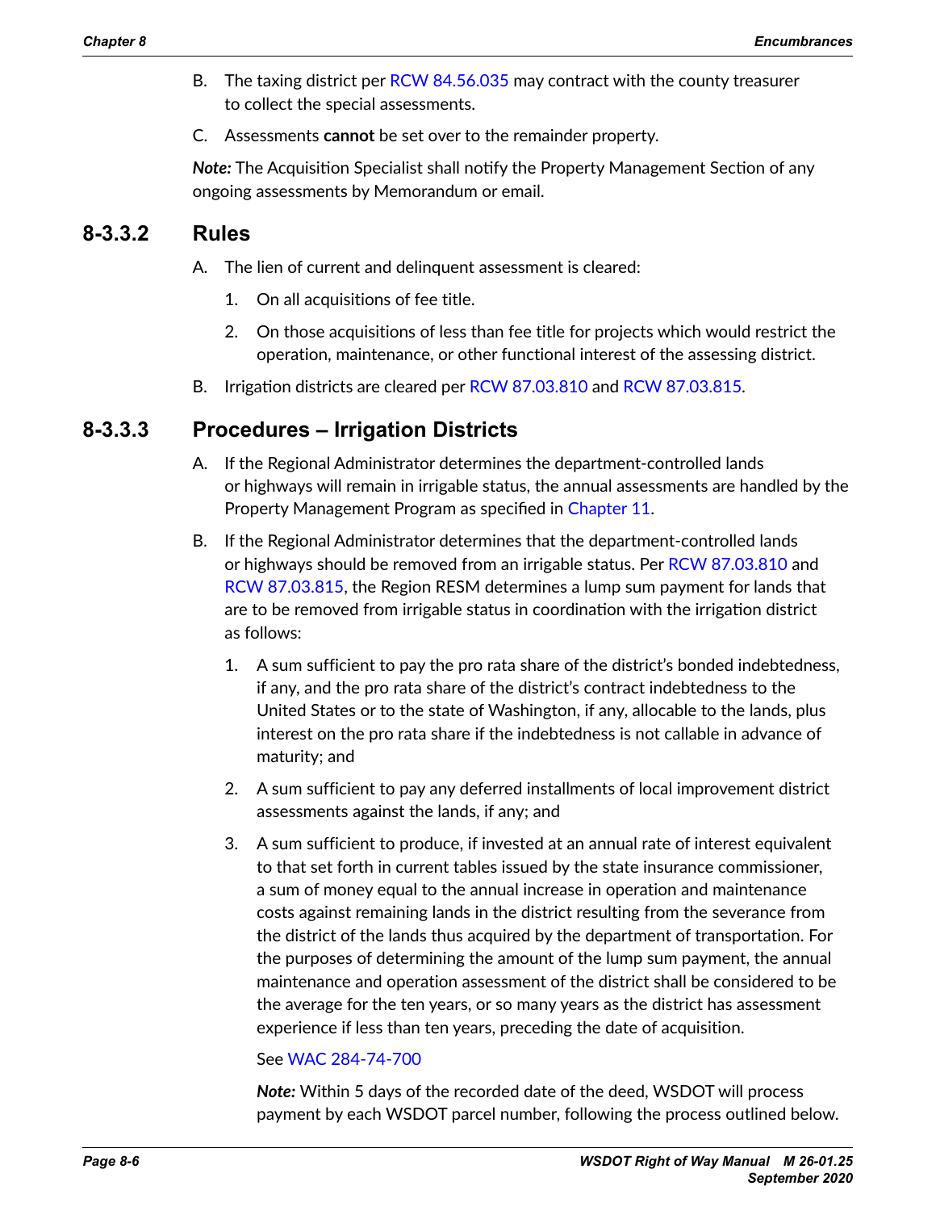B. The taxing district per RCW 84.56.035 may contract with the county treasurer to collect the special assessments.

C. Assessments **cannot** be set over to the remainder property.

***Note:*** The Acquisition Specialist shall notify the Property Management Section of any ongoing assessments by Memorandum or email.

### 8-3.3.2 Rules

A. The lien of current and delinquent assessment is cleared:

1. On all acquisitions of fee title.
2. On those acquisitions of less than fee title for projects which would restrict the operation, maintenance, or other functional interest of the assessing district.

B. Irrigation districts are cleared per RCW 87.03.810 and RCW 87.03.815.

### 8-3.3.3 Procedures – Irrigation Districts

A. If the Regional Administrator determines the department-controlled lands or highways will remain in irrigable status, the annual assessments are handled by the Property Management Program as specified in Chapter 11.

B. If the Regional Administrator determines that the department-controlled lands or highways should be removed from an irrigable status. Per RCW 87.03.810 and RCW 87.03.815, the Region RESM determines a lump sum payment for lands that are to be removed from irrigable status in coordination with the irrigation district as follows:

1. A sum sufficient to pay the pro rata share of the district's bonded indebtedness, if any, and the pro rata share of the district's contract indebtedness to the United States or to the state of Washington, if any, allocable to the lands, plus interest on the pro rata share if the indebtedness is not callable in advance of maturity; and
2. A sum sufficient to pay any deferred installments of local improvement district assessments against the lands, if any; and
3. A sum sufficient to produce, if invested at an annual rate of interest equivalent to that set forth in current tables issued by the state insurance commissioner, a sum of money equal to the annual increase in operation and maintenance costs against remaining lands in the district resulting from the severance from the district of the lands thus acquired by the department of transportation. For the purposes of determining the amount of the lump sum payment, the annual maintenance and operation assessment of the district shall be considered to be the average for the ten years, or so many years as the district has assessment experience if less than ten years, preceding the date of acquisition.

   See WAC 284-74-700

   ***Note:*** Within 5 days of the recorded date of the deed, WSDOT will process payment by each WSDOT parcel number, following the process outlined below.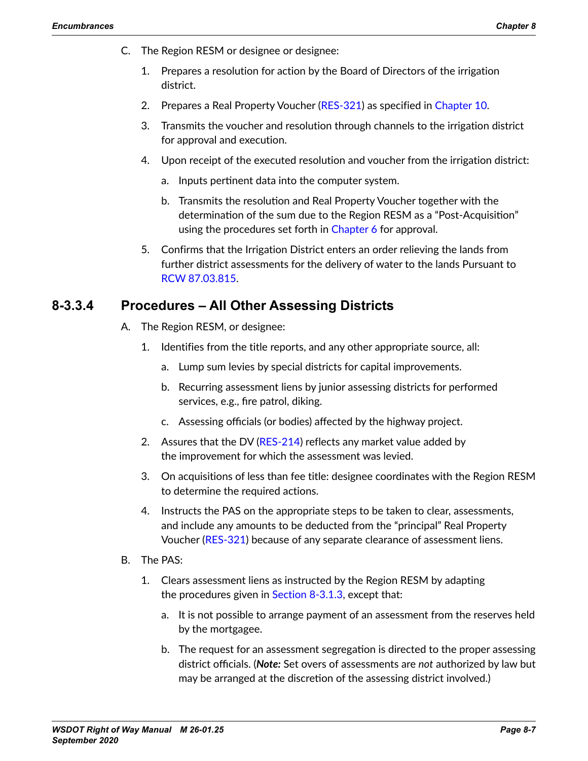C. The Region RESM or designee or designee:

1. Prepares a resolution for action by the Board of Directors of the irrigation district.
2. Prepares a Real Property Voucher (RES-321) as specified in Chapter 10.
3. Transmits the voucher and resolution through channels to the irrigation district for approval and execution.
4. Upon receipt of the executed resolution and voucher from the irrigation district:
   a. Inputs pertinent data into the computer system.
   b. Transmits the resolution and Real Property Voucher together with the determination of the sum due to the Region RESM as a “Post-Acquisition” using the procedures set forth in Chapter 6 for approval.
5. Confirms that the Irrigation District enters an order relieving the lands from further district assessments for the delivery of water to the lands Pursuant to RCW 87.03.815.

### 8-3.3.4 Procedures – All Other Assessing Districts

A. The Region RESM, or designee:

1. Identifies from the title reports, and any other appropriate source, all:
   a. Lump sum levies by special districts for capital improvements.
   b. Recurring assessment liens by junior assessing districts for performed services, e.g., fire patrol, diking.
   c. Assessing officials (or bodies) affected by the highway project.
2. Assures that the DV (RES-214) reflects any market value added by the improvement for which the assessment was levied.
3. On acquisitions of less than fee title: designee coordinates with the Region RESM to determine the required actions.
4. Instructs the PAS on the appropriate steps to be taken to clear, assessments, and include any amounts to be deducted from the “principal” Real Property Voucher (RES-321) because of any separate clearance of assessment liens.

B. The PAS:

1. Clears assessment liens as instructed by the Region RESM by adapting the procedures given in Section 8-3.1.3, except that:
   a. It is not possible to arrange payment of an assessment from the reserves held by the mortgagee.
   b. The request for an assessment segregation is directed to the proper assessing district officials. (***Note:*** Set overs of assessments are *not* authorized by law but may be arranged at the discretion of the assessing district involved.)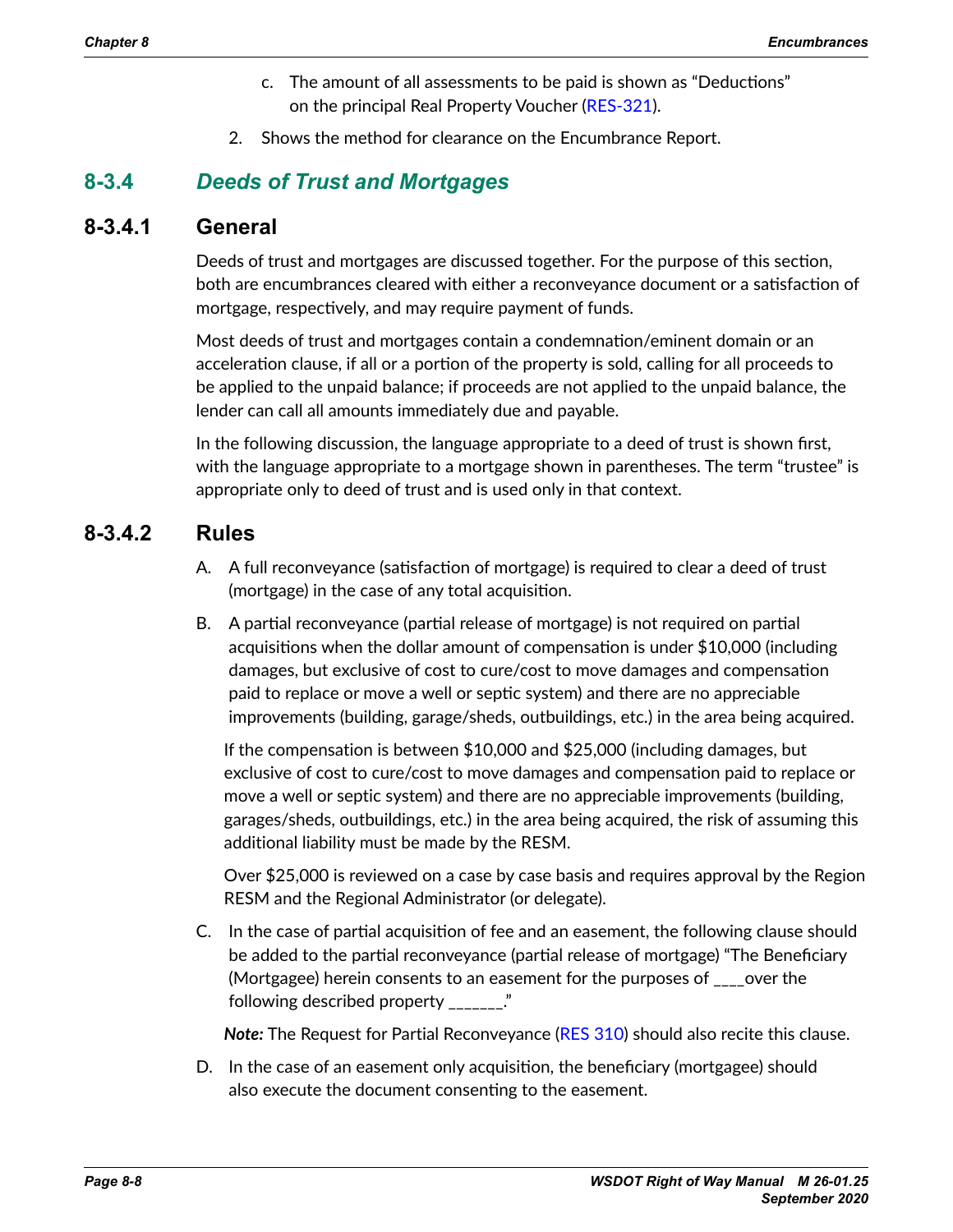c. The amount of all assessments to be paid is shown as "Deductions" on the principal Real Property Voucher (RES-321).

2. Shows the method for clearance on the Encumbrance Report.

## 8-3.4 *Deeds of Trust and Mortgages*

### 8-3.4.1 General

Deeds of trust and mortgages are discussed together. For the purpose of this section, both are encumbrances cleared with either a reconveyance document or a satisfaction of mortgage, respectively, and may require payment of funds.

Most deeds of trust and mortgages contain a condemnation/eminent domain or an acceleration clause, if all or a portion of the property is sold, calling for all proceeds to be applied to the unpaid balance; if proceeds are not applied to the unpaid balance, the lender can call all amounts immediately due and payable.

In the following discussion, the language appropriate to a deed of trust is shown first, with the language appropriate to a mortgage shown in parentheses. The term "trustee" is appropriate only to deed of trust and is used only in that context.

### 8-3.4.2 Rules

A. A full reconveyance (satisfaction of mortgage) is required to clear a deed of trust (mortgage) in the case of any total acquisition.

B. A partial reconveyance (partial release of mortgage) is not required on partial acquisitions when the dollar amount of compensation is under $10,000 (including damages, but exclusive of cost to cure/cost to move damages and compensation paid to replace or move a well or septic system) and there are no appreciable improvements (building, garage/sheds, outbuildings, etc.) in the area being acquired.

   If the compensation is between $10,000 and $25,000 (including damages, but exclusive of cost to cure/cost to move damages and compensation paid to replace or move a well or septic system) and there are no appreciable improvements (building, garages/sheds, outbuildings, etc.) in the area being acquired, the risk of assuming this additional liability must be made by the RESM.

   Over $25,000 is reviewed on a case by case basis and requires approval by the Region RESM and the Regional Administrator (or delegate).

C. In the case of partial acquisition of fee and an easement, the following clause should be added to the partial reconveyance (partial release of mortgage) "The Beneficiary (Mortgagee) herein consents to an easement for the purposes of ____over the following described property _______."

   ***Note:*** The Request for Partial Reconveyance (RES 310) should also recite this clause.

D. In the case of an easement only acquisition, the beneficiary (mortgagee) should also execute the document consenting to the easement.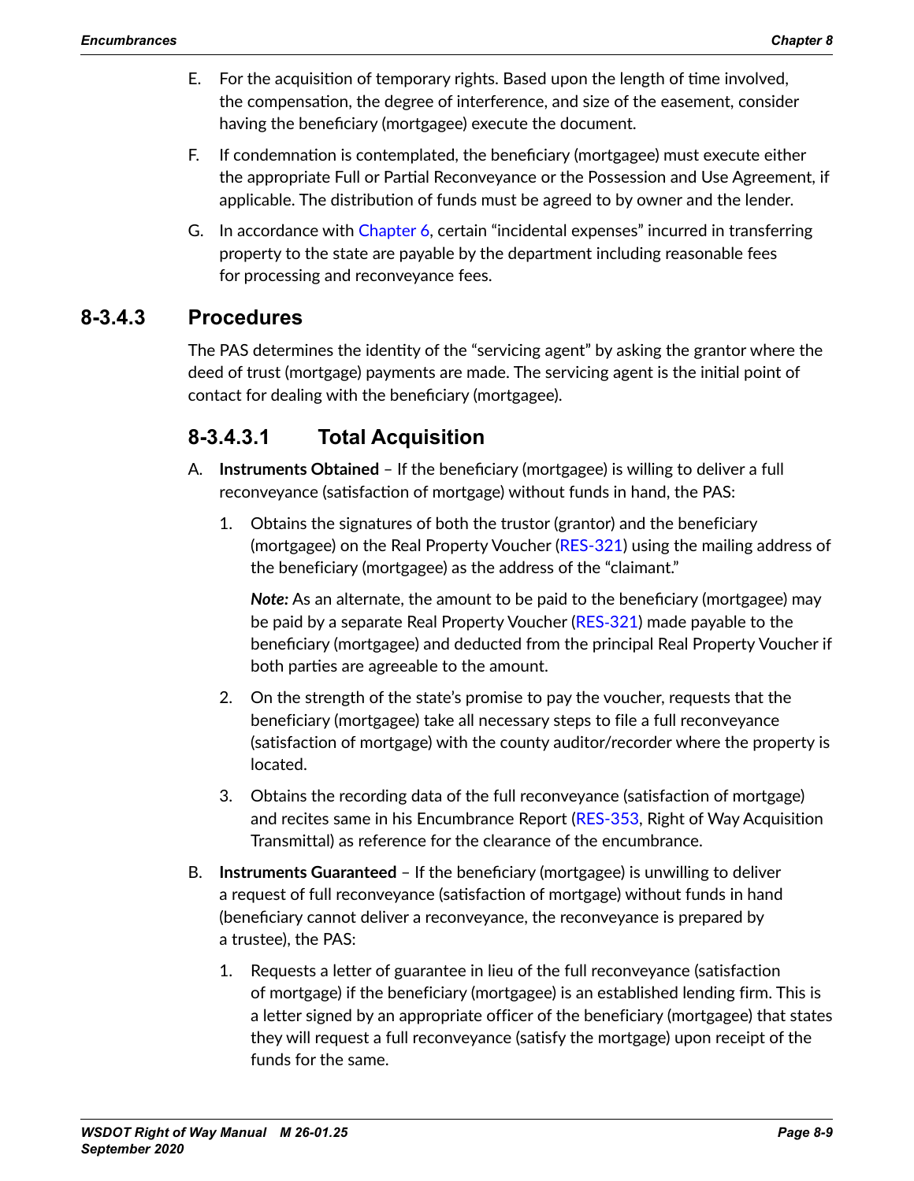E. For the acquisition of temporary rights. Based upon the length of time involved, the compensation, the degree of interference, and size of the easement, consider having the beneficiary (mortgagee) execute the document.

F. If condemnation is contemplated, the beneficiary (mortgagee) must execute either the appropriate Full or Partial Reconveyance or the Possession and Use Agreement, if applicable. The distribution of funds must be agreed to by owner and the lender.

G. In accordance with Chapter 6, certain "incidental expenses" incurred in transferring property to the state are payable by the department including reasonable fees for processing and reconveyance fees.

## 8-3.4.3 Procedures

The PAS determines the identity of the "servicing agent" by asking the grantor where the deed of trust (mortgage) payments are made. The servicing agent is the initial point of contact for dealing with the beneficiary (mortgagee).

### 8-3.4.3.1 Total Acquisition

A. **Instruments Obtained** – If the beneficiary (mortgagee) is willing to deliver a full reconveyance (satisfaction of mortgage) without funds in hand, the PAS:

   1. Obtains the signatures of both the trustor (grantor) and the beneficiary (mortgagee) on the Real Property Voucher (RES-321) using the mailing address of the beneficiary (mortgagee) as the address of the "claimant."

      ***Note:*** As an alternate, the amount to be paid to the beneficiary (mortgagee) may be paid by a separate Real Property Voucher (RES-321) made payable to the beneficiary (mortgagee) and deducted from the principal Real Property Voucher if both parties are agreeable to the amount.

   2. On the strength of the state's promise to pay the voucher, requests that the beneficiary (mortgagee) take all necessary steps to file a full reconveyance (satisfaction of mortgage) with the county auditor/recorder where the property is located.

   3. Obtains the recording data of the full reconveyance (satisfaction of mortgage) and recites same in his Encumbrance Report (RES-353, Right of Way Acquisition Transmittal) as reference for the clearance of the encumbrance.

B. **Instruments Guaranteed** – If the beneficiary (mortgagee) is unwilling to deliver a request of full reconveyance (satisfaction of mortgage) without funds in hand (beneficiary cannot deliver a reconveyance, the reconveyance is prepared by a trustee), the PAS:

   1. Requests a letter of guarantee in lieu of the full reconveyance (satisfaction of mortgage) if the beneficiary (mortgagee) is an established lending firm. This is a letter signed by an appropriate officer of the beneficiary (mortgagee) that states they will request a full reconveyance (satisfy the mortgage) upon receipt of the funds for the same.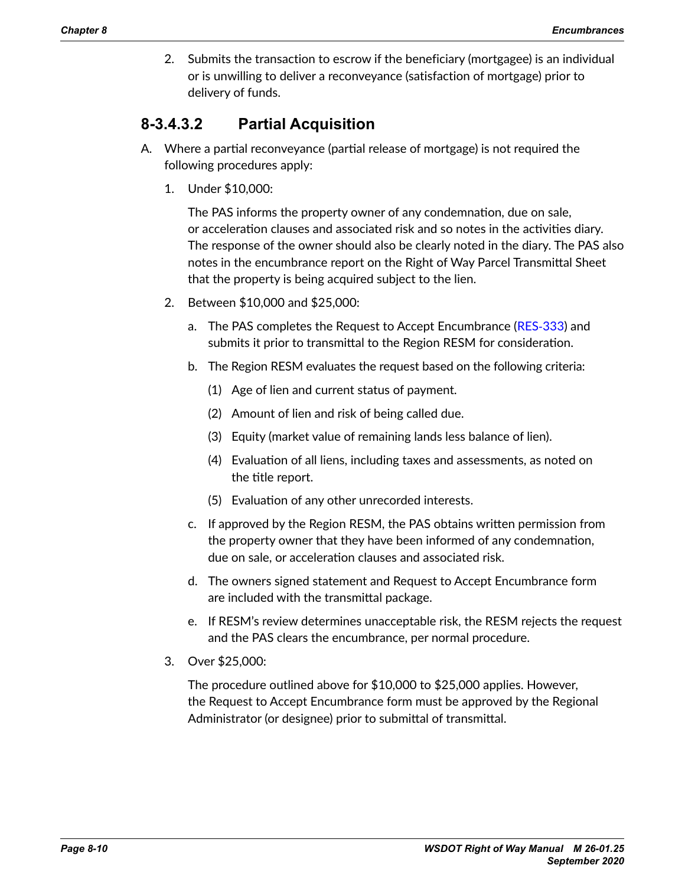2. Submits the transaction to escrow if the beneficiary (mortgagee) is an individual or is unwilling to deliver a reconveyance (satisfaction of mortgage) prior to delivery of funds.

## 8-3.4.3.2 Partial Acquisition

A. Where a partial reconveyance (partial release of mortgage) is not required the following procedures apply:

1. Under $10,000:

   The PAS informs the property owner of any condemnation, due on sale, or acceleration clauses and associated risk and so notes in the activities diary. The response of the owner should also be clearly noted in the diary. The PAS also notes in the encumbrance report on the Right of Way Parcel Transmittal Sheet that the property is being acquired subject to the lien.

2. Between $10,000 and $25,000:

   a. The PAS completes the Request to Accept Encumbrance (RES-333) and submits it prior to transmittal to the Region RESM for consideration.

   b. The Region RESM evaluates the request based on the following criteria:

      (1) Age of lien and current status of payment.

      (2) Amount of lien and risk of being called due.

      (3) Equity (market value of remaining lands less balance of lien).

      (4) Evaluation of all liens, including taxes and assessments, as noted on the title report.

      (5) Evaluation of any other unrecorded interests.

   c. If approved by the Region RESM, the PAS obtains written permission from the property owner that they have been informed of any condemnation, due on sale, or acceleration clauses and associated risk.

   d. The owners signed statement and Request to Accept Encumbrance form are included with the transmittal package.

   e. If RESM's review determines unacceptable risk, the RESM rejects the request and the PAS clears the encumbrance, per normal procedure.

3. Over $25,000:

   The procedure outlined above for $10,000 to $25,000 applies. However, the Request to Accept Encumbrance form must be approved by the Regional Administrator (or designee) prior to submittal of transmittal.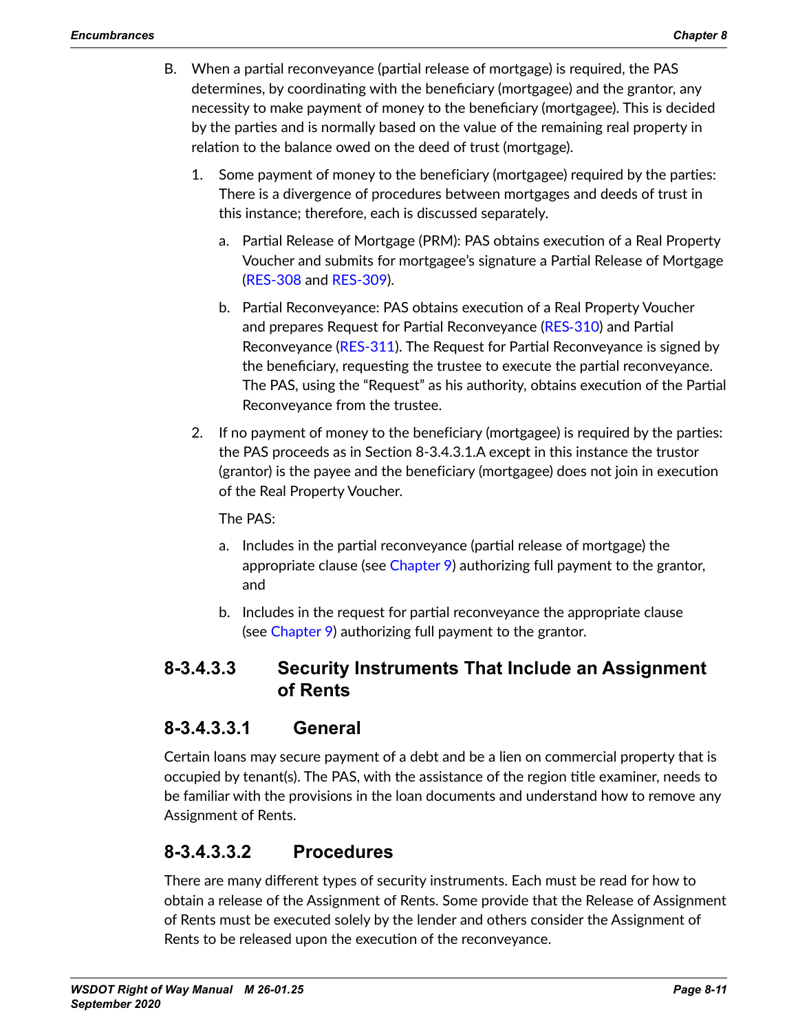B. When a partial reconveyance (partial release of mortgage) is required, the PAS determines, by coordinating with the beneficiary (mortgagee) and the grantor, any necessity to make payment of money to the beneficiary (mortgagee). This is decided by the parties and is normally based on the value of the remaining real property in relation to the balance owed on the deed of trust (mortgage).

   1. Some payment of money to the beneficiary (mortgagee) required by the parties: There is a divergence of procedures between mortgages and deeds of trust in this instance; therefore, each is discussed separately.

      a. Partial Release of Mortgage (PRM): PAS obtains execution of a Real Property Voucher and submits for mortgagee's signature a Partial Release of Mortgage (RES-308 and RES-309).

      b. Partial Reconveyance: PAS obtains execution of a Real Property Voucher and prepares Request for Partial Reconveyance (RES-310) and Partial Reconveyance (RES-311). The Request for Partial Reconveyance is signed by the beneficiary, requesting the trustee to execute the partial reconveyance. The PAS, using the "Request" as his authority, obtains execution of the Partial Reconveyance from the trustee.

   2. If no payment of money to the beneficiary (mortgagee) is required by the parties: the PAS proceeds as in Section 8-3.4.3.1.A except in this instance the trustor (grantor) is the payee and the beneficiary (mortgagee) does not join in execution of the Real Property Voucher.

      The PAS:

      a. Includes in the partial reconveyance (partial release of mortgage) the appropriate clause (see Chapter 9) authorizing full payment to the grantor, and

      b. Includes in the request for partial reconveyance the appropriate clause (see Chapter 9) authorizing full payment to the grantor.

## 8-3.4.3.3 Security Instruments That Include an Assignment of Rents

## 8-3.4.3.3.1 General

Certain loans may secure payment of a debt and be a lien on commercial property that is occupied by tenant(s). The PAS, with the assistance of the region title examiner, needs to be familiar with the provisions in the loan documents and understand how to remove any Assignment of Rents.

## 8-3.4.3.3.2 Procedures

There are many different types of security instruments. Each must be read for how to obtain a release of the Assignment of Rents. Some provide that the Release of Assignment of Rents must be executed solely by the lender and others consider the Assignment of Rents to be released upon the execution of the reconveyance.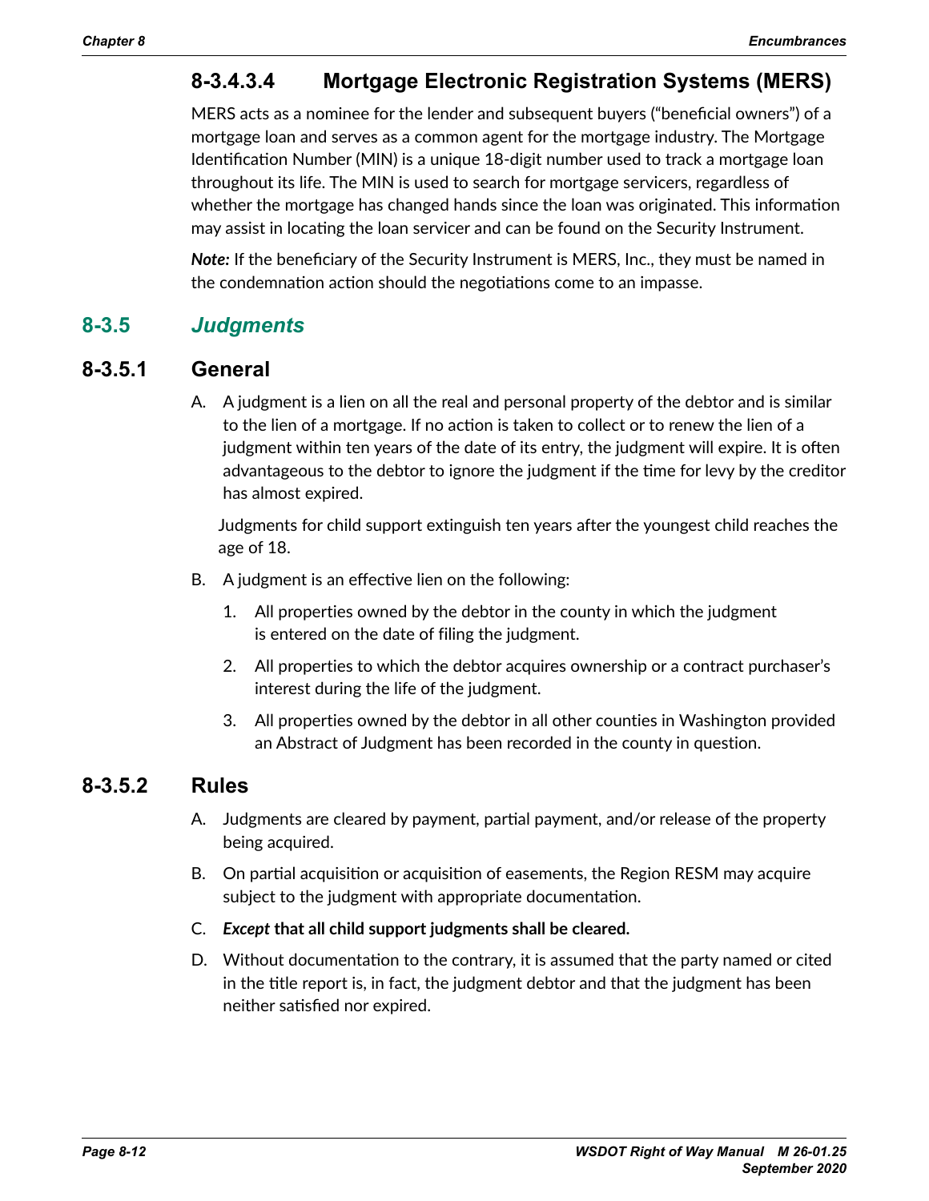#### 8-3.4.3.4 Mortgage Electronic Registration Systems (MERS)

MERS acts as a nominee for the lender and subsequent buyers ("beneficial owners") of a mortgage loan and serves as a common agent for the mortgage industry. The Mortgage Identification Number (MIN) is a unique 18-digit number used to track a mortgage loan throughout its life. The MIN is used to search for mortgage servicers, regardless of whether the mortgage has changed hands since the loan was originated. This information may assist in locating the loan servicer and can be found on the Security Instrument.

***Note:*** If the beneficiary of the Security Instrument is MERS, Inc., they must be named in the condemnation action should the negotiations come to an impasse.

## 8-3.5 *Judgments*

### 8-3.5.1 General

A. A judgment is a lien on all the real and personal property of the debtor and is similar to the lien of a mortgage. If no action is taken to collect or to renew the lien of a judgment within ten years of the date of its entry, the judgment will expire. It is often advantageous to the debtor to ignore the judgment if the time for levy by the creditor has almost expired.

   Judgments for child support extinguish ten years after the youngest child reaches the age of 18.

B. A judgment is an effective lien on the following:

   1. All properties owned by the debtor in the county in which the judgment is entered on the date of filing the judgment.
   2. All properties to which the debtor acquires ownership or a contract purchaser's interest during the life of the judgment.
   3. All properties owned by the debtor in all other counties in Washington provided an Abstract of Judgment has been recorded in the county in question.

### 8-3.5.2 Rules

A. Judgments are cleared by payment, partial payment, and/or release of the property being acquired.

B. On partial acquisition or acquisition of easements, the Region RESM may acquire subject to the judgment with appropriate documentation.

C. ***Except* that all child support judgments shall be cleared.**

D. Without documentation to the contrary, it is assumed that the party named or cited in the title report is, in fact, the judgment debtor and that the judgment has been neither satisfied nor expired.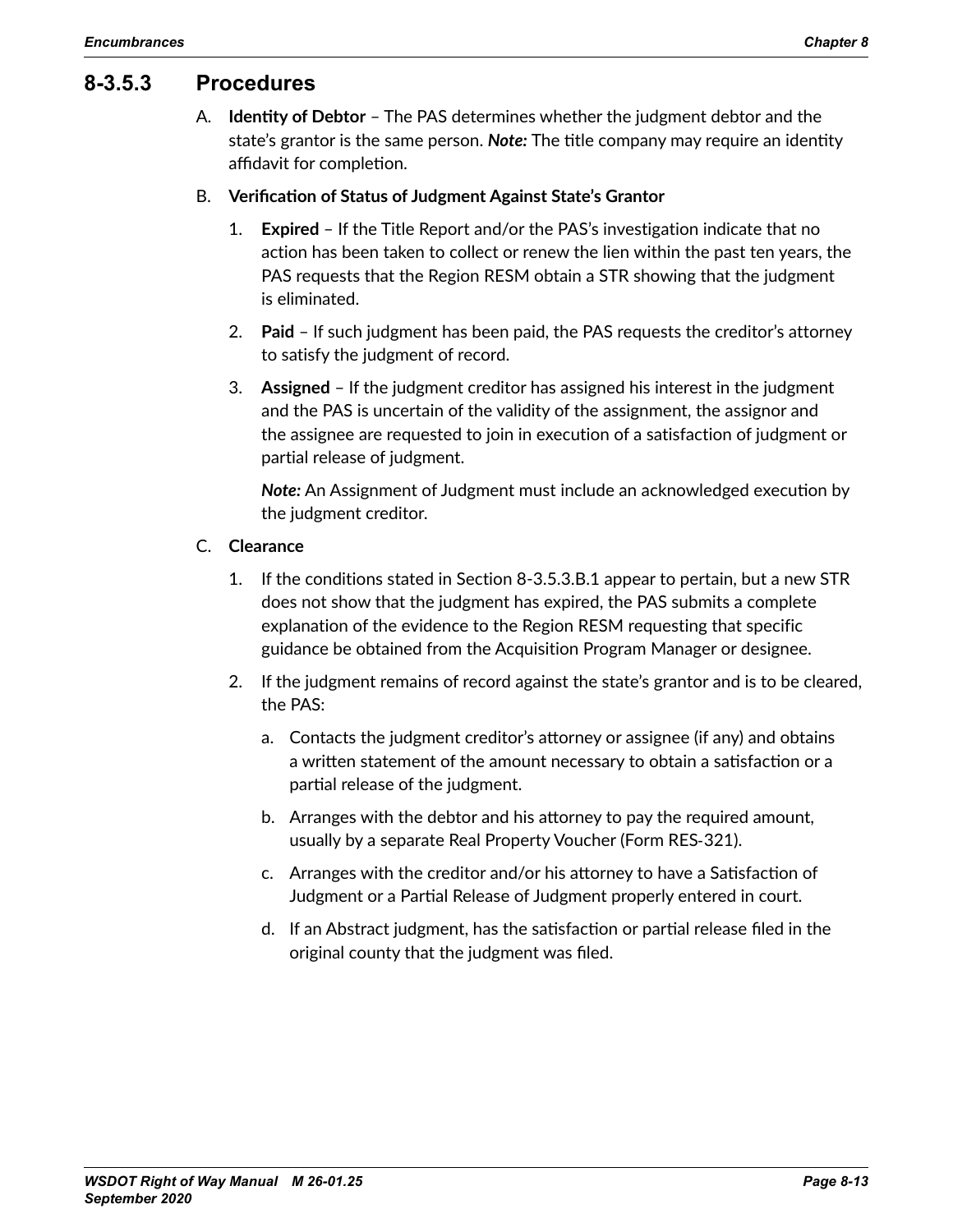### 8-3.5.3 Procedures

A. **Identity of Debtor** – The PAS determines whether the judgment debtor and the state's grantor is the same person. ***Note:*** The title company may require an identity affidavit for completion.

B. **Verification of Status of Judgment Against State's Grantor**

   1. **Expired** – If the Title Report and/or the PAS's investigation indicate that no action has been taken to collect or renew the lien within the past ten years, the PAS requests that the Region RESM obtain a STR showing that the judgment is eliminated.

   2. **Paid** – If such judgment has been paid, the PAS requests the creditor's attorney to satisfy the judgment of record.

   3. **Assigned** – If the judgment creditor has assigned his interest in the judgment and the PAS is uncertain of the validity of the assignment, the assignor and the assignee are requested to join in execution of a satisfaction of judgment or partial release of judgment.

      ***Note:*** An Assignment of Judgment must include an acknowledged execution by the judgment creditor.

C. **Clearance**

   1. If the conditions stated in Section 8-3.5.3.B.1 appear to pertain, but a new STR does not show that the judgment has expired, the PAS submits a complete explanation of the evidence to the Region RESM requesting that specific guidance be obtained from the Acquisition Program Manager or designee.

   2. If the judgment remains of record against the state's grantor and is to be cleared, the PAS:

      a. Contacts the judgment creditor's attorney or assignee (if any) and obtains a written statement of the amount necessary to obtain a satisfaction or a partial release of the judgment.

      b. Arranges with the debtor and his attorney to pay the required amount, usually by a separate Real Property Voucher (Form RES-321).

      c. Arranges with the creditor and/or his attorney to have a Satisfaction of Judgment or a Partial Release of Judgment properly entered in court.

      d. If an Abstract judgment, has the satisfaction or partial release filed in the original county that the judgment was filed.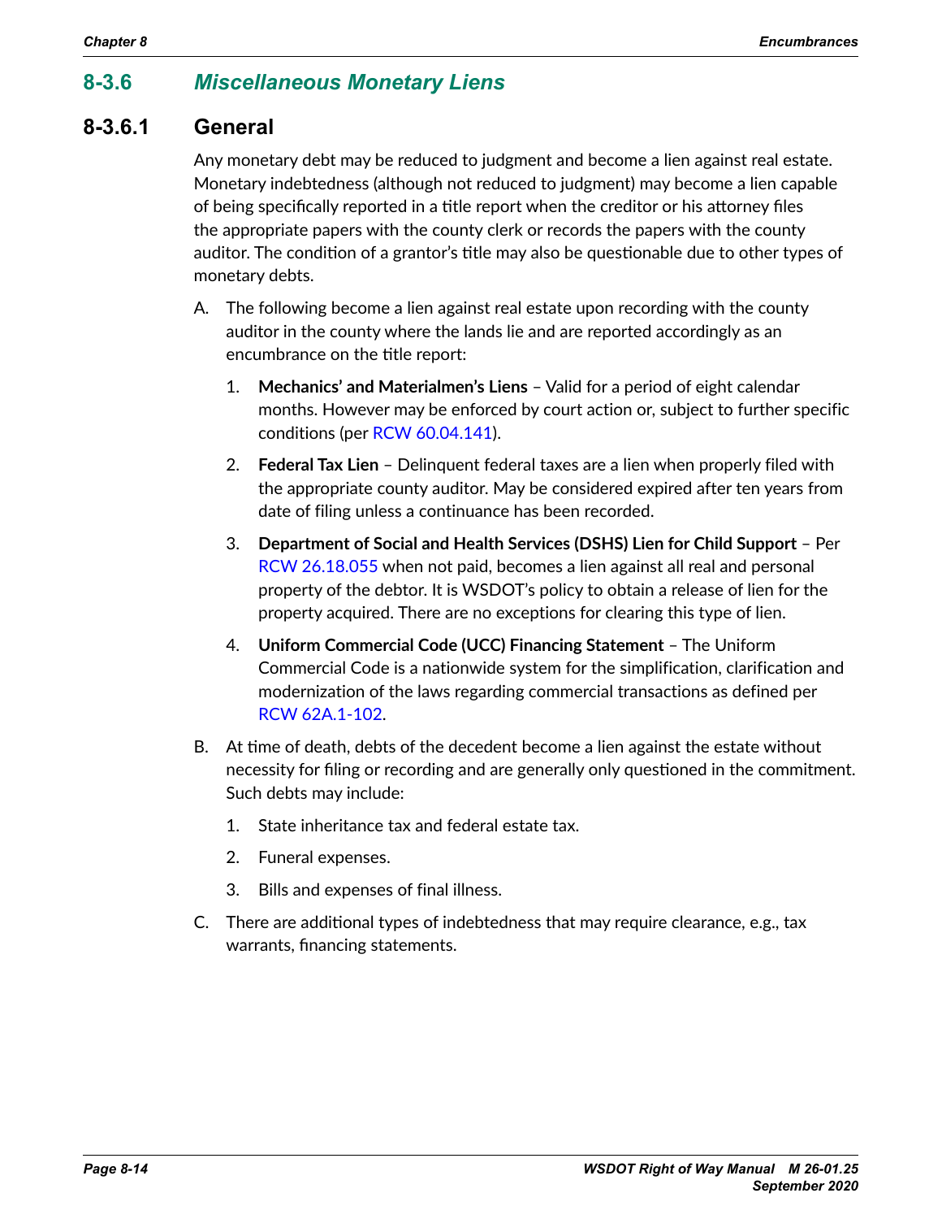## 8-3.6 *Miscellaneous Monetary Liens*

### 8-3.6.1 General

Any monetary debt may be reduced to judgment and become a lien against real estate. Monetary indebtedness (although not reduced to judgment) may become a lien capable of being specifically reported in a title report when the creditor or his attorney files the appropriate papers with the county clerk or records the papers with the county auditor. The condition of a grantor's title may also be questionable due to other types of monetary debts.

A. The following become a lien against real estate upon recording with the county auditor in the county where the lands lie and are reported accordingly as an encumbrance on the title report:

   1. **Mechanics' and Materialmen's Liens** – Valid for a period of eight calendar months. However may be enforced by court action or, subject to further specific conditions (per RCW 60.04.141).

   2. **Federal Tax Lien** – Delinquent federal taxes are a lien when properly filed with the appropriate county auditor. May be considered expired after ten years from date of filing unless a continuance has been recorded.

   3. **Department of Social and Health Services (DSHS) Lien for Child Support** – Per RCW 26.18.055 when not paid, becomes a lien against all real and personal property of the debtor. It is WSDOT's policy to obtain a release of lien for the property acquired. There are no exceptions for clearing this type of lien.

   4. **Uniform Commercial Code (UCC) Financing Statement** – The Uniform Commercial Code is a nationwide system for the simplification, clarification and modernization of the laws regarding commercial transactions as defined per RCW 62A.1-102.

B. At time of death, debts of the decedent become a lien against the estate without necessity for filing or recording and are generally only questioned in the commitment. Such debts may include:

   1. State inheritance tax and federal estate tax.

   2. Funeral expenses.

   3. Bills and expenses of final illness.

C. There are additional types of indebtedness that may require clearance, e.g., tax warrants, financing statements.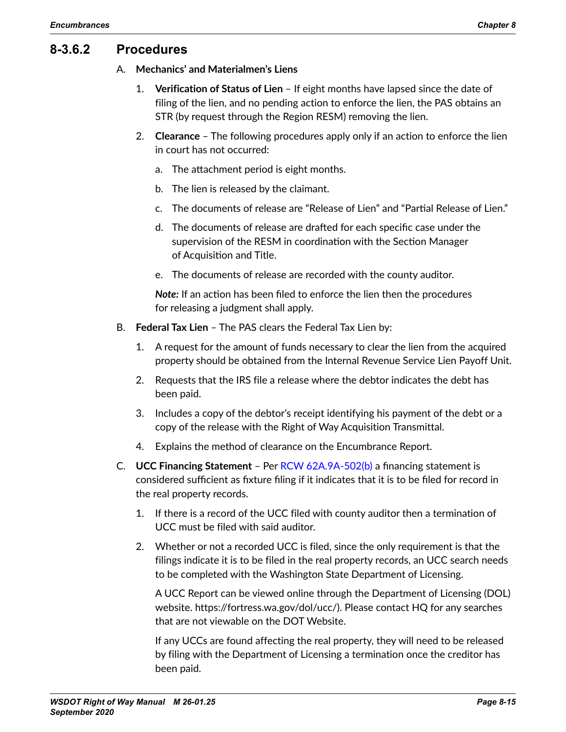### 8-3.6.2 Procedures

A. **Mechanics' and Materialmen's Liens**

1. **Verification of Status of Lien** – If eight months have lapsed since the date of filing of the lien, and no pending action to enforce the lien, the PAS obtains an STR (by request through the Region RESM) removing the lien.

2. **Clearance** – The following procedures apply only if an action to enforce the lien in court has not occurred:

   a. The attachment period is eight months.

   b. The lien is released by the claimant.

   c. The documents of release are "Release of Lien" and "Partial Release of Lien."

   d. The documents of release are drafted for each specific case under the supervision of the RESM in coordination with the Section Manager of Acquisition and Title.

   e. The documents of release are recorded with the county auditor.

   ***Note:*** If an action has been filed to enforce the lien then the procedures for releasing a judgment shall apply.

B. **Federal Tax Lien** – The PAS clears the Federal Tax Lien by:

1. A request for the amount of funds necessary to clear the lien from the acquired property should be obtained from the Internal Revenue Service Lien Payoff Unit.

2. Requests that the IRS file a release where the debtor indicates the debt has been paid.

3. Includes a copy of the debtor's receipt identifying his payment of the debt or a copy of the release with the Right of Way Acquisition Transmittal.

4. Explains the method of clearance on the Encumbrance Report.

C. **UCC Financing Statement** – Per RCW 62A.9A-502(b) a financing statement is considered sufficient as fixture filing if it indicates that it is to be filed for record in the real property records.

1. If there is a record of the UCC filed with county auditor then a termination of UCC must be filed with said auditor.

2. Whether or not a recorded UCC is filed, since the only requirement is that the filings indicate it is to be filed in the real property records, an UCC search needs to be completed with the Washington State Department of Licensing.

   A UCC Report can be viewed online through the Department of Licensing (DOL) website. https://fortress.wa.gov/dol/ucc/). Please contact HQ for any searches that are not viewable on the DOT Website.

   If any UCCs are found affecting the real property, they will need to be released by filing with the Department of Licensing a termination once the creditor has been paid.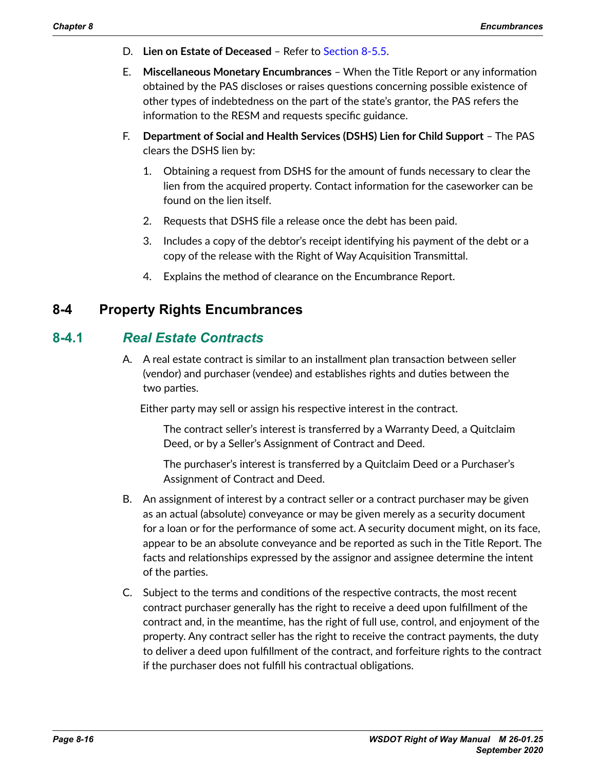D. **Lien on Estate of Deceased** – Refer to Section 8-5.5.

E. **Miscellaneous Monetary Encumbrances** – When the Title Report or any information obtained by the PAS discloses or raises questions concerning possible existence of other types of indebtedness on the part of the state's grantor, the PAS refers the information to the RESM and requests specific guidance.

F. **Department of Social and Health Services (DSHS) Lien for Child Support** – The PAS clears the DSHS lien by:

   1. Obtaining a request from DSHS for the amount of funds necessary to clear the lien from the acquired property. Contact information for the caseworker can be found on the lien itself.

   2. Requests that DSHS file a release once the debt has been paid.

   3. Includes a copy of the debtor's receipt identifying his payment of the debt or a copy of the release with the Right of Way Acquisition Transmittal.

   4. Explains the method of clearance on the Encumbrance Report.

## 8-4 Property Rights Encumbrances

### 8-4.1 *Real Estate Contracts*

A. A real estate contract is similar to an installment plan transaction between seller (vendor) and purchaser (vendee) and establishes rights and duties between the two parties.

   Either party may sell or assign his respective interest in the contract.

   The contract seller's interest is transferred by a Warranty Deed, a Quitclaim Deed, or by a Seller's Assignment of Contract and Deed.

   The purchaser's interest is transferred by a Quitclaim Deed or a Purchaser's Assignment of Contract and Deed.

B. An assignment of interest by a contract seller or a contract purchaser may be given as an actual (absolute) conveyance or may be given merely as a security document for a loan or for the performance of some act. A security document might, on its face, appear to be an absolute conveyance and be reported as such in the Title Report. The facts and relationships expressed by the assignor and assignee determine the intent of the parties.

C. Subject to the terms and conditions of the respective contracts, the most recent contract purchaser generally has the right to receive a deed upon fulfillment of the contract and, in the meantime, has the right of full use, control, and enjoyment of the property. Any contract seller has the right to receive the contract payments, the duty to deliver a deed upon fulfillment of the contract, and forfeiture rights to the contract if the purchaser does not fulfill his contractual obligations.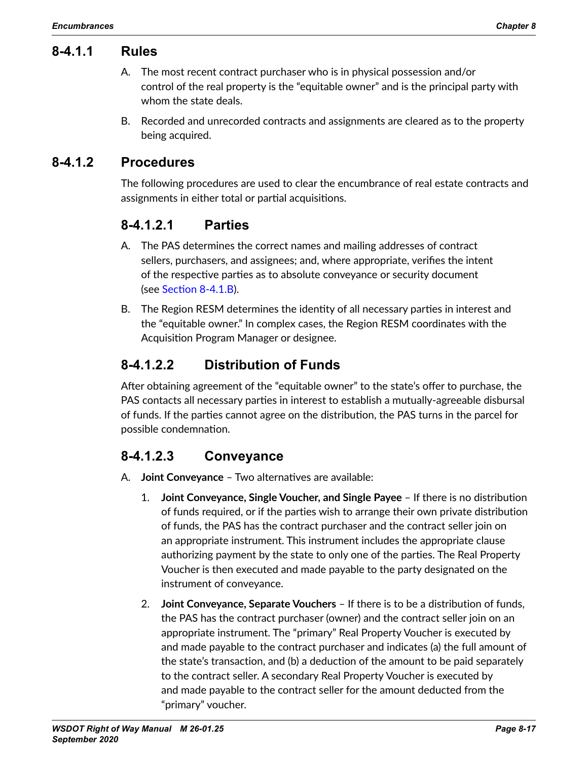### 8-4.1.1 Rules

A. The most recent contract purchaser who is in physical possession and/or control of the real property is the "equitable owner" and is the principal party with whom the state deals.

B. Recorded and unrecorded contracts and assignments are cleared as to the property being acquired.

### 8-4.1.2 Procedures

The following procedures are used to clear the encumbrance of real estate contracts and assignments in either total or partial acquisitions.

#### 8-4.1.2.1 Parties

A. The PAS determines the correct names and mailing addresses of contract sellers, purchasers, and assignees; and, where appropriate, verifies the intent of the respective parties as to absolute conveyance or security document (see Section 8-4.1.B).

B. The Region RESM determines the identity of all necessary parties in interest and the "equitable owner." In complex cases, the Region RESM coordinates with the Acquisition Program Manager or designee.

#### 8-4.1.2.2 Distribution of Funds

After obtaining agreement of the "equitable owner" to the state's offer to purchase, the PAS contacts all necessary parties in interest to establish a mutually-agreeable disbursal of funds. If the parties cannot agree on the distribution, the PAS turns in the parcel for possible condemnation.

#### 8-4.1.2.3 Conveyance

A. **Joint Conveyance** – Two alternatives are available:

1. **Joint Conveyance, Single Voucher, and Single Payee** – If there is no distribution of funds required, or if the parties wish to arrange their own private distribution of funds, the PAS has the contract purchaser and the contract seller join on an appropriate instrument. This instrument includes the appropriate clause authorizing payment by the state to only one of the parties. The Real Property Voucher is then executed and made payable to the party designated on the instrument of conveyance.

2. **Joint Conveyance, Separate Vouchers** – If there is to be a distribution of funds, the PAS has the contract purchaser (owner) and the contract seller join on an appropriate instrument. The "primary" Real Property Voucher is executed by and made payable to the contract purchaser and indicates (a) the full amount of the state's transaction, and (b) a deduction of the amount to be paid separately to the contract seller. A secondary Real Property Voucher is executed by and made payable to the contract seller for the amount deducted from the "primary" voucher.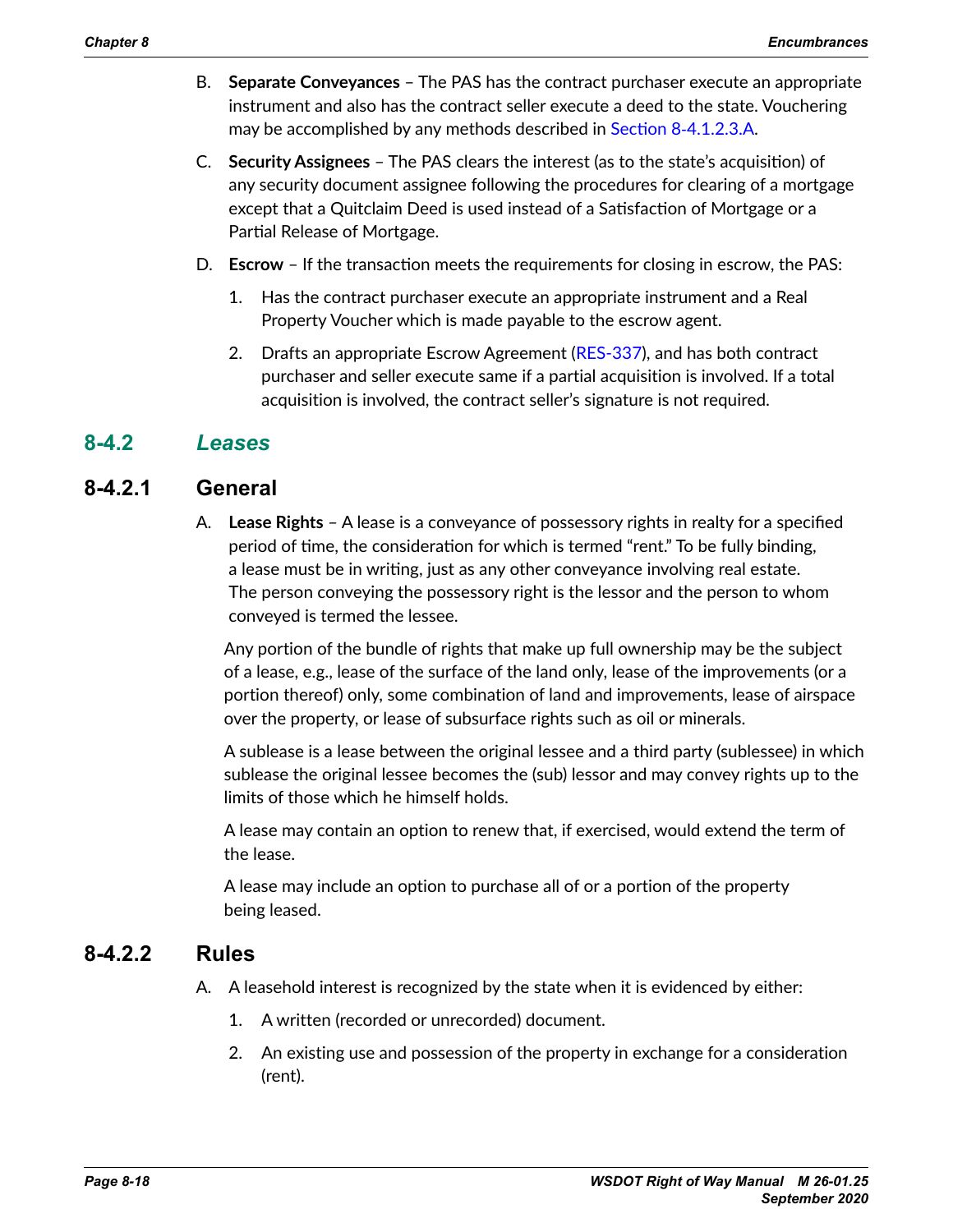B. **Separate Conveyances** – The PAS has the contract purchaser execute an appropriate instrument and also has the contract seller execute a deed to the state. Vouchering may be accomplished by any methods described in Section 8-4.1.2.3.A.

C. **Security Assignees** – The PAS clears the interest (as to the state's acquisition) of any security document assignee following the procedures for clearing of a mortgage except that a Quitclaim Deed is used instead of a Satisfaction of Mortgage or a Partial Release of Mortgage.

D. **Escrow** – If the transaction meets the requirements for closing in escrow, the PAS:

1. Has the contract purchaser execute an appropriate instrument and a Real Property Voucher which is made payable to the escrow agent.

2. Drafts an appropriate Escrow Agreement (RES-337), and has both contract purchaser and seller execute same if a partial acquisition is involved. If a total acquisition is involved, the contract seller's signature is not required.

## 8-4.2 *Leases*

### 8-4.2.1 General

A. **Lease Rights** – A lease is a conveyance of possessory rights in realty for a specified period of time, the consideration for which is termed "rent." To be fully binding, a lease must be in writing, just as any other conveyance involving real estate. The person conveying the possessory right is the lessor and the person to whom conveyed is termed the lessee.

Any portion of the bundle of rights that make up full ownership may be the subject of a lease, e.g., lease of the surface of the land only, lease of the improvements (or a portion thereof) only, some combination of land and improvements, lease of airspace over the property, or lease of subsurface rights such as oil or minerals.

A sublease is a lease between the original lessee and a third party (sublessee) in which sublease the original lessee becomes the (sub) lessor and may convey rights up to the limits of those which he himself holds.

A lease may contain an option to renew that, if exercised, would extend the term of the lease.

A lease may include an option to purchase all of or a portion of the property being leased.

### 8-4.2.2 Rules

A. A leasehold interest is recognized by the state when it is evidenced by either:

1. A written (recorded or unrecorded) document.

2. An existing use and possession of the property in exchange for a consideration (rent).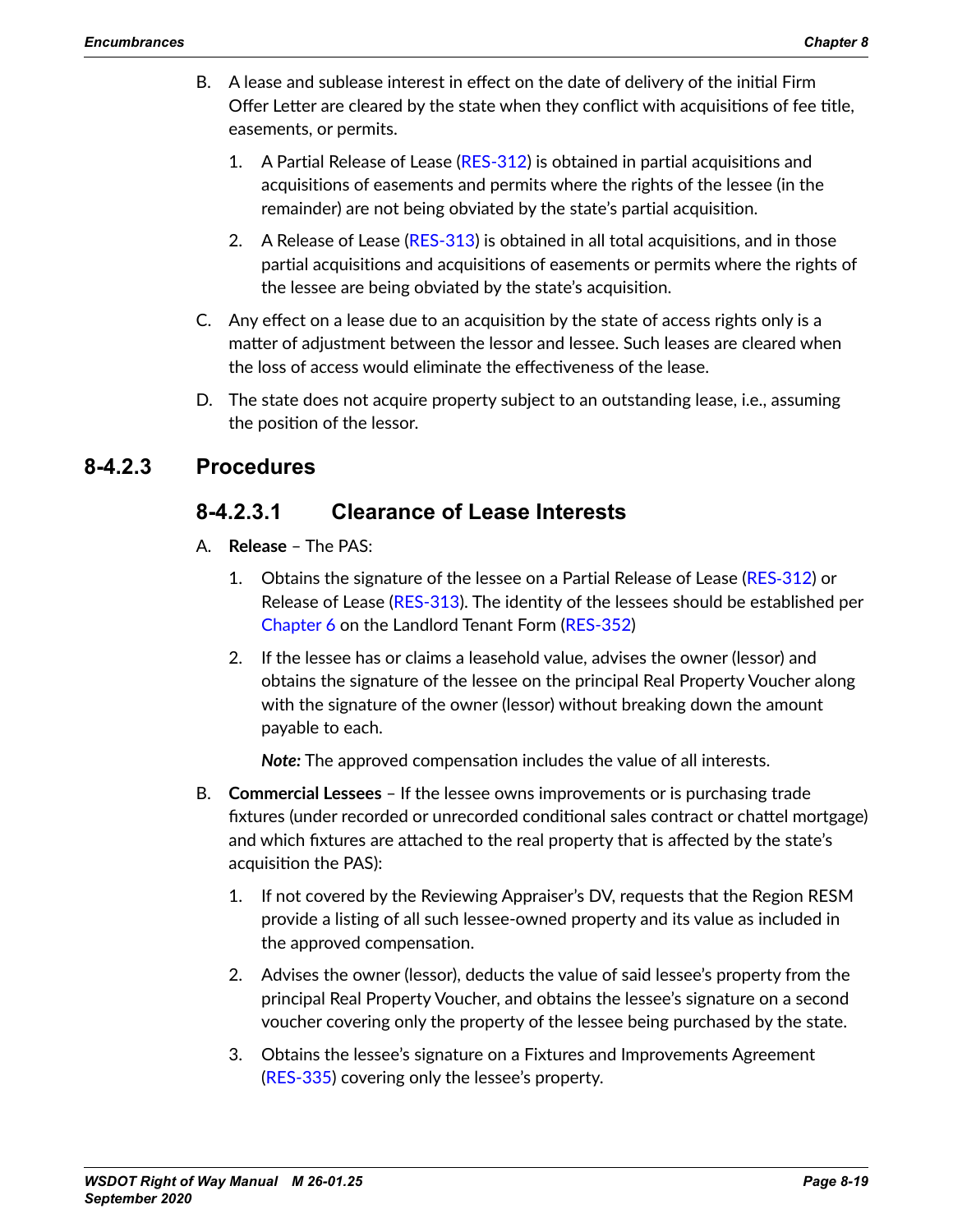B. A lease and sublease interest in effect on the date of delivery of the initial Firm Offer Letter are cleared by the state when they conflict with acquisitions of fee title, easements, or permits.

   1. A Partial Release of Lease (RES-312) is obtained in partial acquisitions and acquisitions of easements and permits where the rights of the lessee (in the remainder) are not being obviated by the state's partial acquisition.

   2. A Release of Lease (RES-313) is obtained in all total acquisitions, and in those partial acquisitions and acquisitions of easements or permits where the rights of the lessee are being obviated by the state's acquisition.

C. Any effect on a lease due to an acquisition by the state of access rights only is a matter of adjustment between the lessor and lessee. Such leases are cleared when the loss of access would eliminate the effectiveness of the lease.

D. The state does not acquire property subject to an outstanding lease, i.e., assuming the position of the lessor.

## 8-4.2.3 Procedures

### 8-4.2.3.1 Clearance of Lease Interests

A. **Release** – The PAS:

   1. Obtains the signature of the lessee on a Partial Release of Lease (RES-312) or Release of Lease (RES-313). The identity of the lessees should be established per Chapter 6 on the Landlord Tenant Form (RES-352)

   2. If the lessee has or claims a leasehold value, advises the owner (lessor) and obtains the signature of the lessee on the principal Real Property Voucher along with the signature of the owner (lessor) without breaking down the amount payable to each.

      ***Note:*** The approved compensation includes the value of all interests.

B. **Commercial Lessees** – If the lessee owns improvements or is purchasing trade fixtures (under recorded or unrecorded conditional sales contract or chattel mortgage) and which fixtures are attached to the real property that is affected by the state's acquisition the PAS):

   1. If not covered by the Reviewing Appraiser's DV, requests that the Region RESM provide a listing of all such lessee-owned property and its value as included in the approved compensation.

   2. Advises the owner (lessor), deducts the value of said lessee's property from the principal Real Property Voucher, and obtains the lessee's signature on a second voucher covering only the property of the lessee being purchased by the state.

   3. Obtains the lessee's signature on a Fixtures and Improvements Agreement (RES-335) covering only the lessee's property.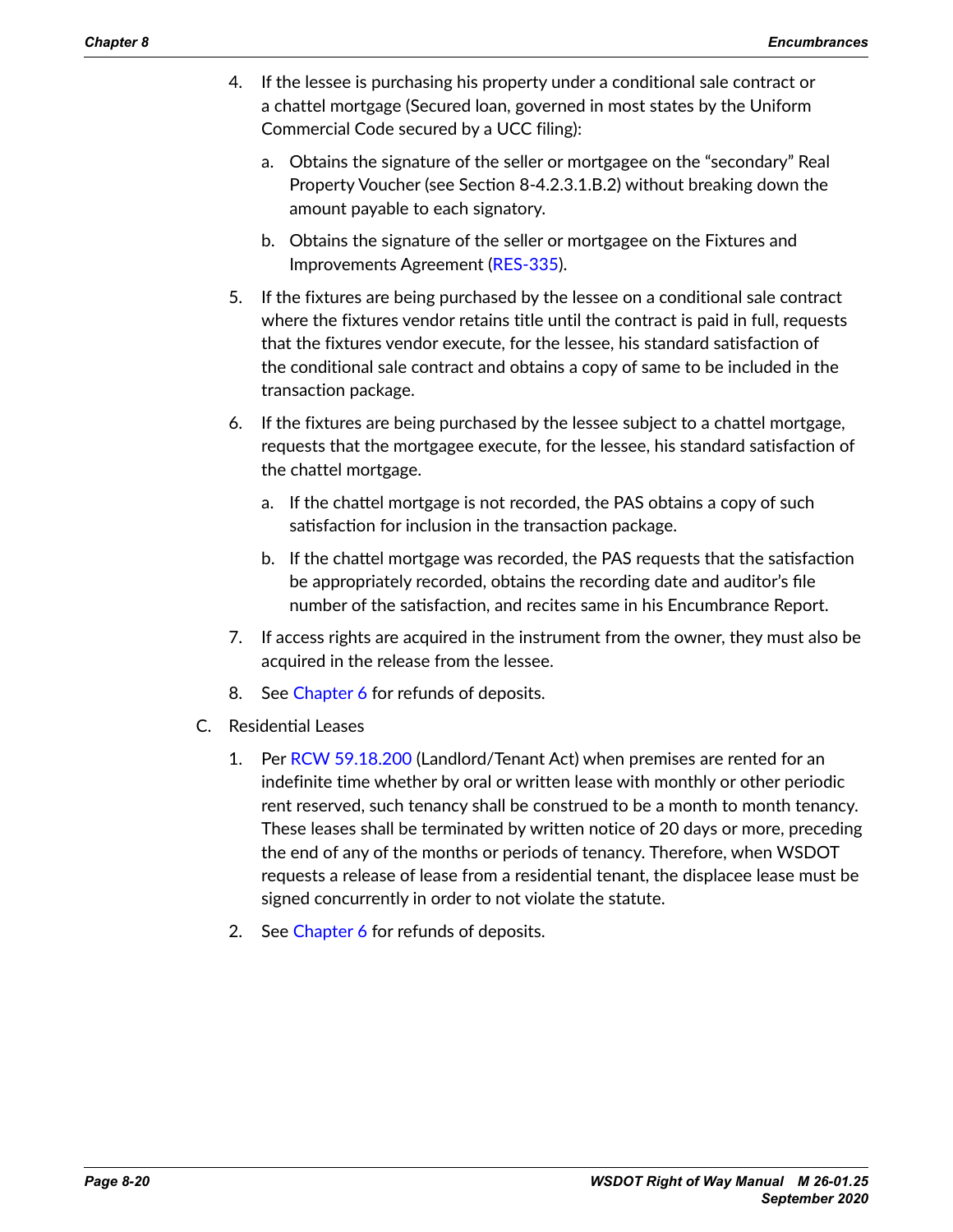4. If the lessee is purchasing his property under a conditional sale contract or a chattel mortgage (Secured loan, governed in most states by the Uniform Commercial Code secured by a UCC filing):

   a. Obtains the signature of the seller or mortgagee on the “secondary” Real Property Voucher (see Section 8-4.2.3.1.B.2) without breaking down the amount payable to each signatory.

   b. Obtains the signature of the seller or mortgagee on the Fixtures and Improvements Agreement (RES-335).

5. If the fixtures are being purchased by the lessee on a conditional sale contract where the fixtures vendor retains title until the contract is paid in full, requests that the fixtures vendor execute, for the lessee, his standard satisfaction of the conditional sale contract and obtains a copy of same to be included in the transaction package.

6. If the fixtures are being purchased by the lessee subject to a chattel mortgage, requests that the mortgagee execute, for the lessee, his standard satisfaction of the chattel mortgage.

   a. If the chattel mortgage is not recorded, the PAS obtains a copy of such satisfaction for inclusion in the transaction package.

   b. If the chattel mortgage was recorded, the PAS requests that the satisfaction be appropriately recorded, obtains the recording date and auditor’s file number of the satisfaction, and recites same in his Encumbrance Report.

7. If access rights are acquired in the instrument from the owner, they must also be acquired in the release from the lessee.

8. See Chapter 6 for refunds of deposits.

C. Residential Leases

1. Per RCW 59.18.200 (Landlord/Tenant Act) when premises are rented for an indefinite time whether by oral or written lease with monthly or other periodic rent reserved, such tenancy shall be construed to be a month to month tenancy. These leases shall be terminated by written notice of 20 days or more, preceding the end of any of the months or periods of tenancy. Therefore, when WSDOT requests a release of lease from a residential tenant, the displacee lease must be signed concurrently in order to not violate the statute.

2. See Chapter 6 for refunds of deposits.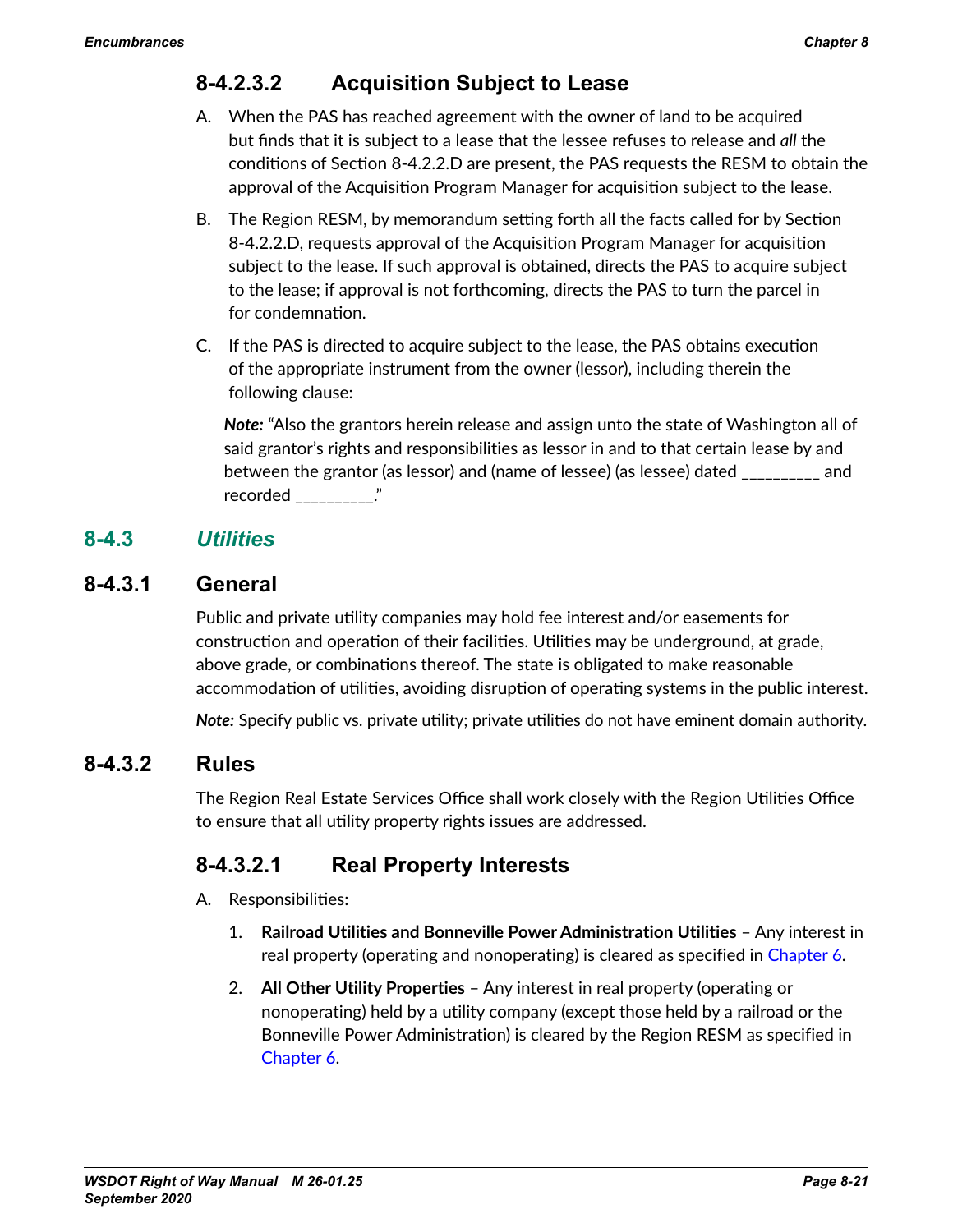#### 8-4.2.3.2 Acquisition Subject to Lease

A. When the PAS has reached agreement with the owner of land to be acquired but finds that it is subject to a lease that the lessee refuses to release and *all* the conditions of Section 8-4.2.2.D are present, the PAS requests the RESM to obtain the approval of the Acquisition Program Manager for acquisition subject to the lease.

B. The Region RESM, by memorandum setting forth all the facts called for by Section 8-4.2.2.D, requests approval of the Acquisition Program Manager for acquisition subject to the lease. If such approval is obtained, directs the PAS to acquire subject to the lease; if approval is not forthcoming, directs the PAS to turn the parcel in for condemnation.

C. If the PAS is directed to acquire subject to the lease, the PAS obtains execution of the appropriate instrument from the owner (lessor), including therein the following clause:

   ***Note:*** "Also the grantors herein release and assign unto the state of Washington all of said grantor's rights and responsibilities as lessor in and to that certain lease by and between the grantor (as lessor) and (name of lessee) (as lessee) dated _________ and recorded _________."

## 8-4.3 *Utilities*

### 8-4.3.1 General

Public and private utility companies may hold fee interest and/or easements for construction and operation of their facilities. Utilities may be underground, at grade, above grade, or combinations thereof. The state is obligated to make reasonable accommodation of utilities, avoiding disruption of operating systems in the public interest.

***Note:*** Specify public vs. private utility; private utilities do not have eminent domain authority.

### 8-4.3.2 Rules

The Region Real Estate Services Office shall work closely with the Region Utilities Office to ensure that all utility property rights issues are addressed.

#### 8-4.3.2.1 Real Property Interests

A. Responsibilities:

   1. **Railroad Utilities and Bonneville Power Administration Utilities** – Any interest in real property (operating and nonoperating) is cleared as specified in Chapter 6.

   2. **All Other Utility Properties** – Any interest in real property (operating or nonoperating) held by a utility company (except those held by a railroad or the Bonneville Power Administration) is cleared by the Region RESM as specified in Chapter 6.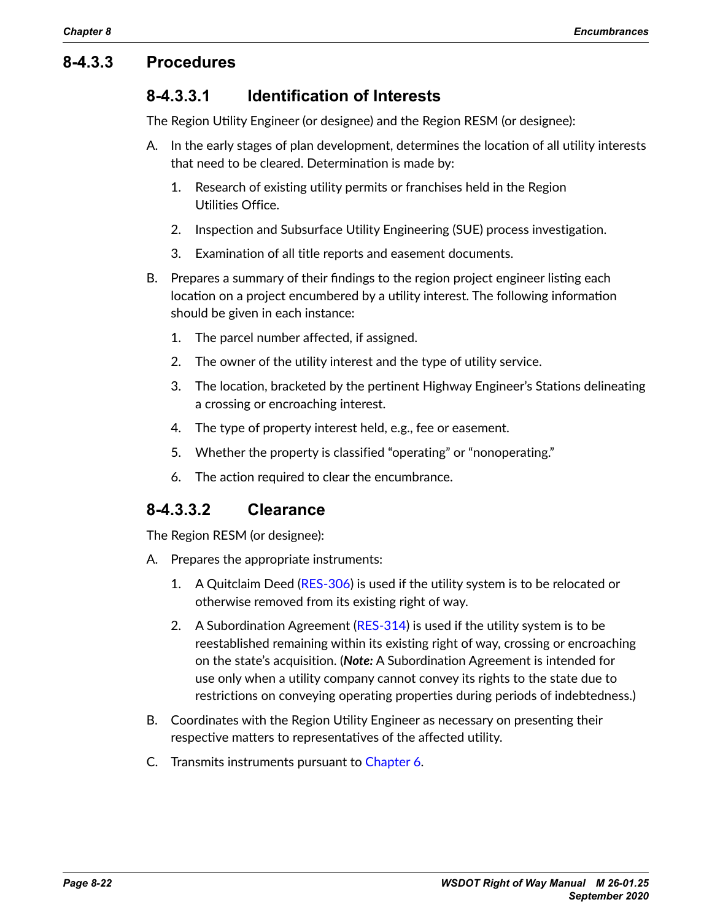## 8-4.3.3 Procedures

### 8-4.3.3.1 Identification of Interests

The Region Utility Engineer (or designee) and the Region RESM (or designee):

A. In the early stages of plan development, determines the location of all utility interests that need to be cleared. Determination is made by:

   1. Research of existing utility permits or franchises held in the Region Utilities Office.
   2. Inspection and Subsurface Utility Engineering (SUE) process investigation.
   3. Examination of all title reports and easement documents.

B. Prepares a summary of their findings to the region project engineer listing each location on a project encumbered by a utility interest. The following information should be given in each instance:

   1. The parcel number affected, if assigned.
   2. The owner of the utility interest and the type of utility service.
   3. The location, bracketed by the pertinent Highway Engineer's Stations delineating a crossing or encroaching interest.
   4. The type of property interest held, e.g., fee or easement.
   5. Whether the property is classified "operating" or "nonoperating."
   6. The action required to clear the encumbrance.

### 8-4.3.3.2 Clearance

The Region RESM (or designee):

A. Prepares the appropriate instruments:

   1. A Quitclaim Deed (RES-306) is used if the utility system is to be relocated or otherwise removed from its existing right of way.
   2. A Subordination Agreement (RES-314) is used if the utility system is to be reestablished remaining within its existing right of way, crossing or encroaching on the state's acquisition. (***Note:*** A Subordination Agreement is intended for use only when a utility company cannot convey its rights to the state due to restrictions on conveying operating properties during periods of indebtedness.)

B. Coordinates with the Region Utility Engineer as necessary on presenting their respective matters to representatives of the affected utility.

C. Transmits instruments pursuant to Chapter 6.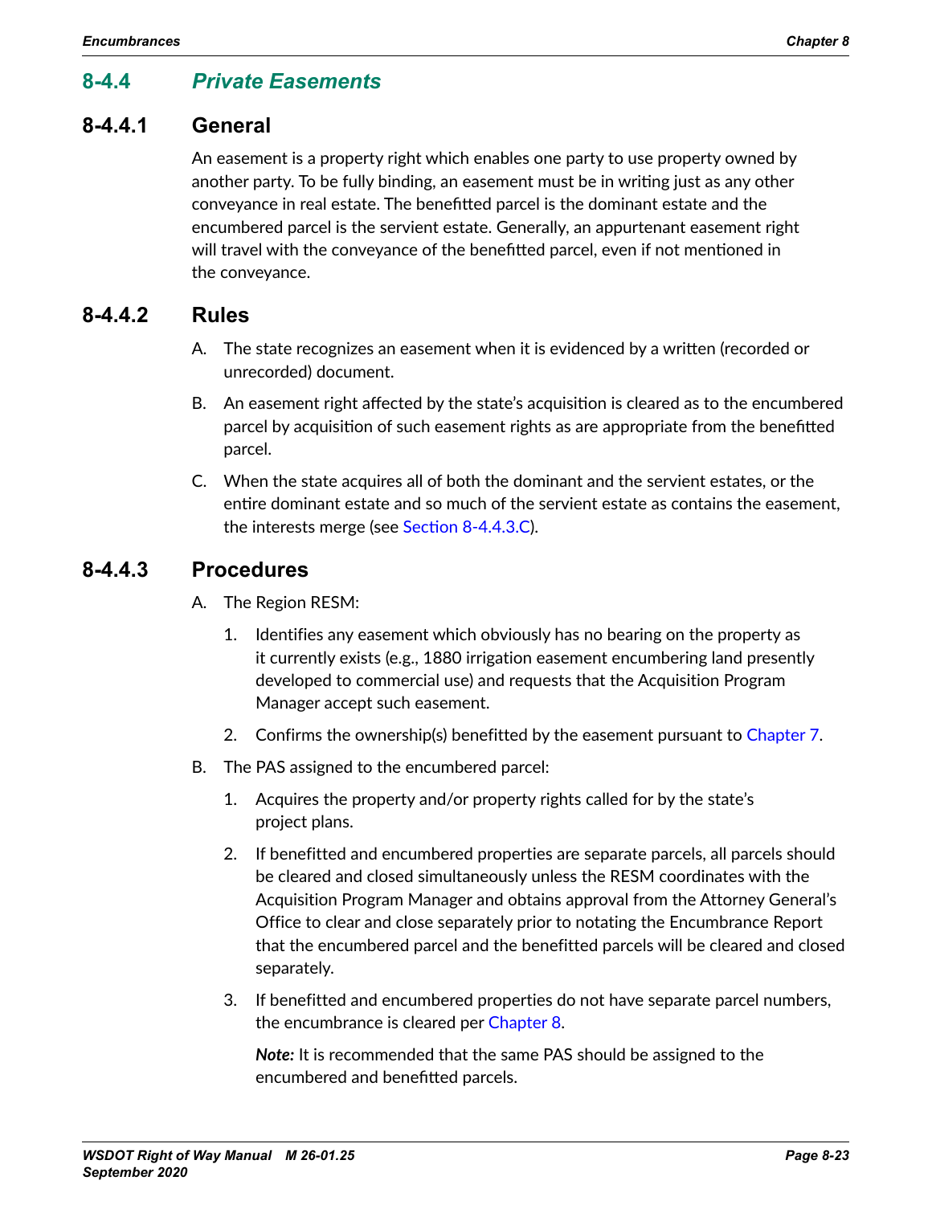## 8-4.4 *Private Easements*

### 8-4.4.1 General

An easement is a property right which enables one party to use property owned by another party. To be fully binding, an easement must be in writing just as any other conveyance in real estate. The benefitted parcel is the dominant estate and the encumbered parcel is the servient estate. Generally, an appurtenant easement right will travel with the conveyance of the benefitted parcel, even if not mentioned in the conveyance.

### 8-4.4.2 Rules

A. The state recognizes an easement when it is evidenced by a written (recorded or unrecorded) document.

B. An easement right affected by the state's acquisition is cleared as to the encumbered parcel by acquisition of such easement rights as are appropriate from the benefitted parcel.

C. When the state acquires all of both the dominant and the servient estates, or the entire dominant estate and so much of the servient estate as contains the easement, the interests merge (see Section 8-4.4.3.C).

### 8-4.4.3 Procedures

A. The Region RESM:

   1. Identifies any easement which obviously has no bearing on the property as it currently exists (e.g., 1880 irrigation easement encumbering land presently developed to commercial use) and requests that the Acquisition Program Manager accept such easement.

   2. Confirms the ownership(s) benefitted by the easement pursuant to Chapter 7.

B. The PAS assigned to the encumbered parcel:

   1. Acquires the property and/or property rights called for by the state's project plans.

   2. If benefitted and encumbered properties are separate parcels, all parcels should be cleared and closed simultaneously unless the RESM coordinates with the Acquisition Program Manager and obtains approval from the Attorney General's Office to clear and close separately prior to notating the Encumbrance Report that the encumbered parcel and the benefitted parcels will be cleared and closed separately.

   3. If benefitted and encumbered properties do not have separate parcel numbers, the encumbrance is cleared per Chapter 8.

      ***Note:*** It is recommended that the same PAS should be assigned to the encumbered and benefitted parcels.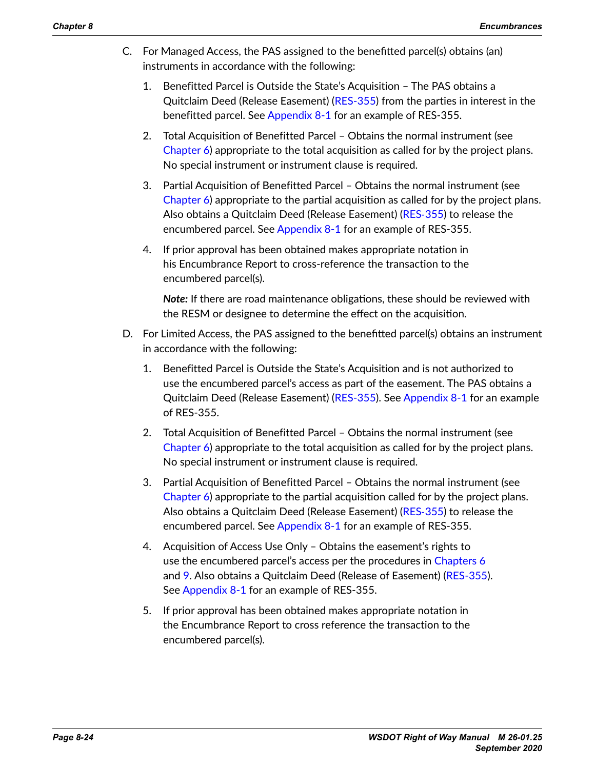C. For Managed Access, the PAS assigned to the benefitted parcel(s) obtains (an) instruments in accordance with the following:

   1. Benefitted Parcel is Outside the State's Acquisition – The PAS obtains a Quitclaim Deed (Release Easement) (RES-355) from the parties in interest in the benefitted parcel. See Appendix 8-1 for an example of RES-355.

   2. Total Acquisition of Benefitted Parcel – Obtains the normal instrument (see Chapter 6) appropriate to the total acquisition as called for by the project plans. No special instrument or instrument clause is required.

   3. Partial Acquisition of Benefitted Parcel – Obtains the normal instrument (see Chapter 6) appropriate to the partial acquisition as called for by the project plans. Also obtains a Quitclaim Deed (Release Easement) (RES-355) to release the encumbered parcel. See Appendix 8-1 for an example of RES-355.

   4. If prior approval has been obtained makes appropriate notation in his Encumbrance Report to cross-reference the transaction to the encumbered parcel(s).

      ***Note:*** If there are road maintenance obligations, these should be reviewed with the RESM or designee to determine the effect on the acquisition.

D. For Limited Access, the PAS assigned to the benefitted parcel(s) obtains an instrument in accordance with the following:

   1. Benefitted Parcel is Outside the State's Acquisition and is not authorized to use the encumbered parcel's access as part of the easement. The PAS obtains a Quitclaim Deed (Release Easement) (RES-355). See Appendix 8-1 for an example of RES-355.

   2. Total Acquisition of Benefitted Parcel – Obtains the normal instrument (see Chapter 6) appropriate to the total acquisition as called for by the project plans. No special instrument or instrument clause is required.

   3. Partial Acquisition of Benefitted Parcel – Obtains the normal instrument (see Chapter 6) appropriate to the partial acquisition called for by the project plans. Also obtains a Quitclaim Deed (Release Easement) (RES-355) to release the encumbered parcel. See Appendix 8-1 for an example of RES-355.

   4. Acquisition of Access Use Only – Obtains the easement's rights to use the encumbered parcel's access per the procedures in Chapters 6 and 9. Also obtains a Quitclaim Deed (Release of Easement) (RES-355). See Appendix 8-1 for an example of RES-355.

   5. If prior approval has been obtained makes appropriate notation in the Encumbrance Report to cross reference the transaction to the encumbered parcel(s).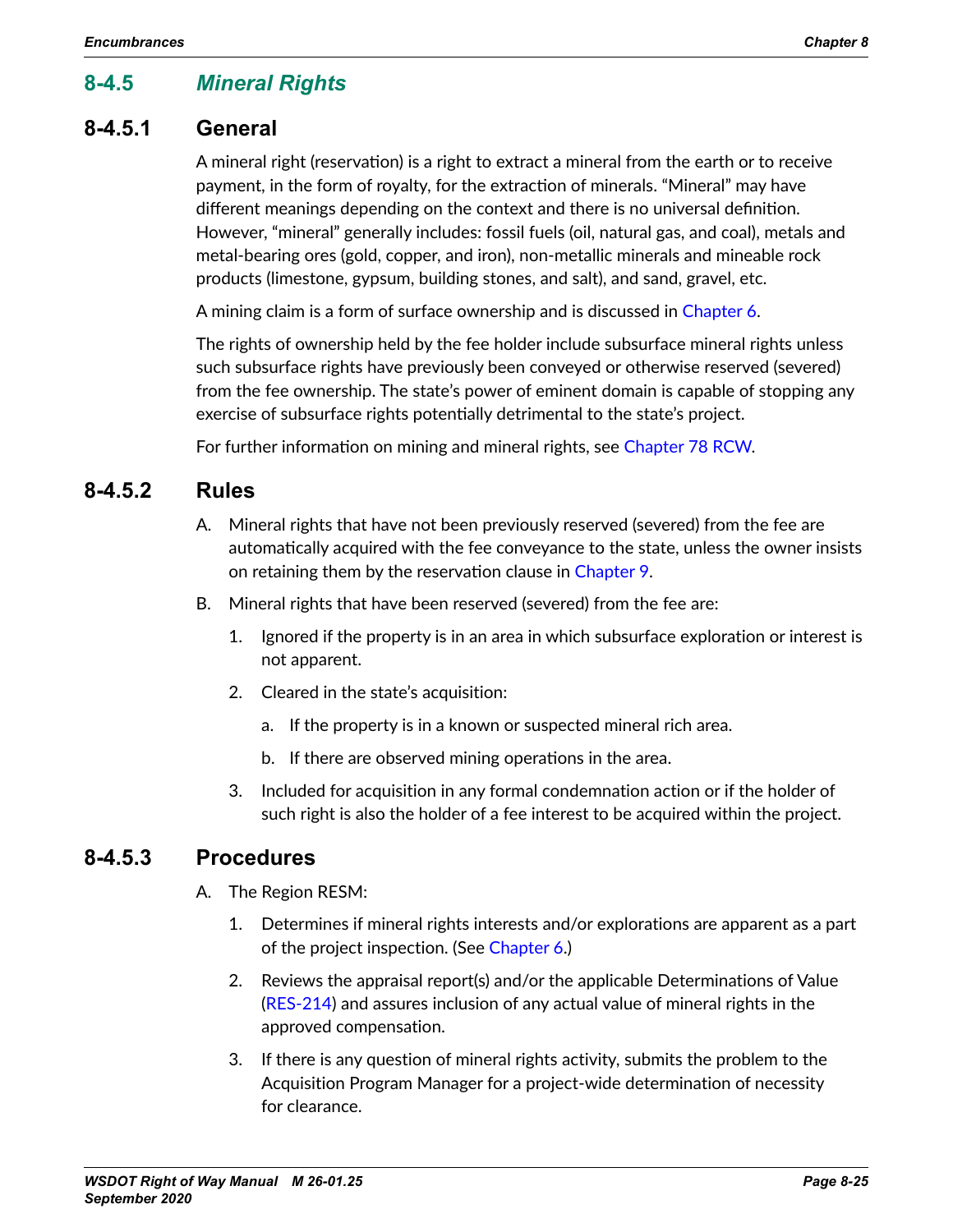## 8-4.5 *Mineral Rights*

### 8-4.5.1 General

A mineral right (reservation) is a right to extract a mineral from the earth or to receive payment, in the form of royalty, for the extraction of minerals. "Mineral" may have different meanings depending on the context and there is no universal definition. However, "mineral" generally includes: fossil fuels (oil, natural gas, and coal), metals and metal-bearing ores (gold, copper, and iron), non-metallic minerals and mineable rock products (limestone, gypsum, building stones, and salt), and sand, gravel, etc.

A mining claim is a form of surface ownership and is discussed in Chapter 6.

The rights of ownership held by the fee holder include subsurface mineral rights unless such subsurface rights have previously been conveyed or otherwise reserved (severed) from the fee ownership. The state's power of eminent domain is capable of stopping any exercise of subsurface rights potentially detrimental to the state's project.

For further information on mining and mineral rights, see Chapter 78 RCW.

### 8-4.5.2 Rules

A. Mineral rights that have not been previously reserved (severed) from the fee are automatically acquired with the fee conveyance to the state, unless the owner insists on retaining them by the reservation clause in Chapter 9.

B. Mineral rights that have been reserved (severed) from the fee are:

   1. Ignored if the property is in an area in which subsurface exploration or interest is not apparent.

   2. Cleared in the state's acquisition:

      a. If the property is in a known or suspected mineral rich area.

      b. If there are observed mining operations in the area.

   3. Included for acquisition in any formal condemnation action or if the holder of such right is also the holder of a fee interest to be acquired within the project.

### 8-4.5.3 Procedures

A. The Region RESM:

   1. Determines if mineral rights interests and/or explorations are apparent as a part of the project inspection. (See Chapter 6.)

   2. Reviews the appraisal report(s) and/or the applicable Determinations of Value (RES-214) and assures inclusion of any actual value of mineral rights in the approved compensation.

   3. If there is any question of mineral rights activity, submits the problem to the Acquisition Program Manager for a project-wide determination of necessity for clearance.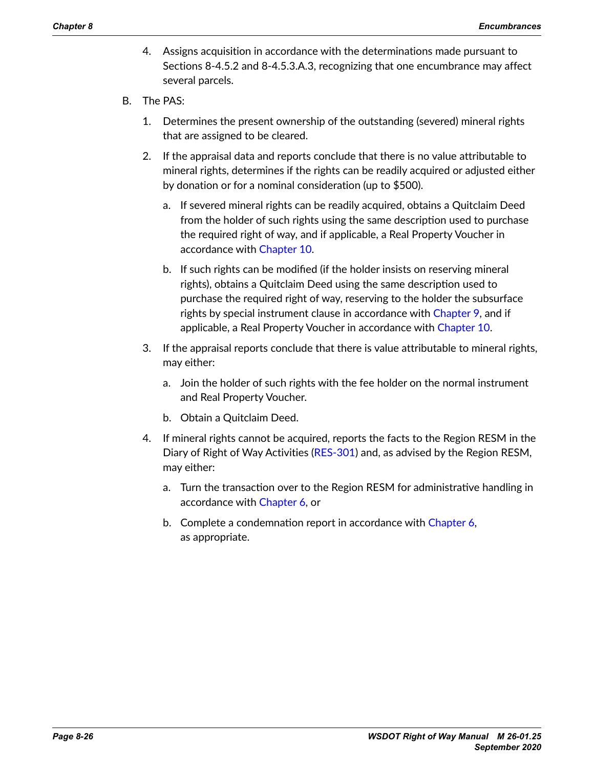4. Assigns acquisition in accordance with the determinations made pursuant to Sections 8-4.5.2 and 8-4.5.3.A.3, recognizing that one encumbrance may affect several parcels.

B. The PAS:

   1. Determines the present ownership of the outstanding (severed) mineral rights that are assigned to be cleared.

   2. If the appraisal data and reports conclude that there is no value attributable to mineral rights, determines if the rights can be readily acquired or adjusted either by donation or for a nominal consideration (up to $500).

      a. If severed mineral rights can be readily acquired, obtains a Quitclaim Deed from the holder of such rights using the same description used to purchase the required right of way, and if applicable, a Real Property Voucher in accordance with Chapter 10.

      b. If such rights can be modified (if the holder insists on reserving mineral rights), obtains a Quitclaim Deed using the same description used to purchase the required right of way, reserving to the holder the subsurface rights by special instrument clause in accordance with Chapter 9, and if applicable, a Real Property Voucher in accordance with Chapter 10.

   3. If the appraisal reports conclude that there is value attributable to mineral rights, may either:

      a. Join the holder of such rights with the fee holder on the normal instrument and Real Property Voucher.

      b. Obtain a Quitclaim Deed.

   4. If mineral rights cannot be acquired, reports the facts to the Region RESM in the Diary of Right of Way Activities (RES-301) and, as advised by the Region RESM, may either:

      a. Turn the transaction over to the Region RESM for administrative handling in accordance with Chapter 6, or

      b. Complete a condemnation report in accordance with Chapter 6, as appropriate.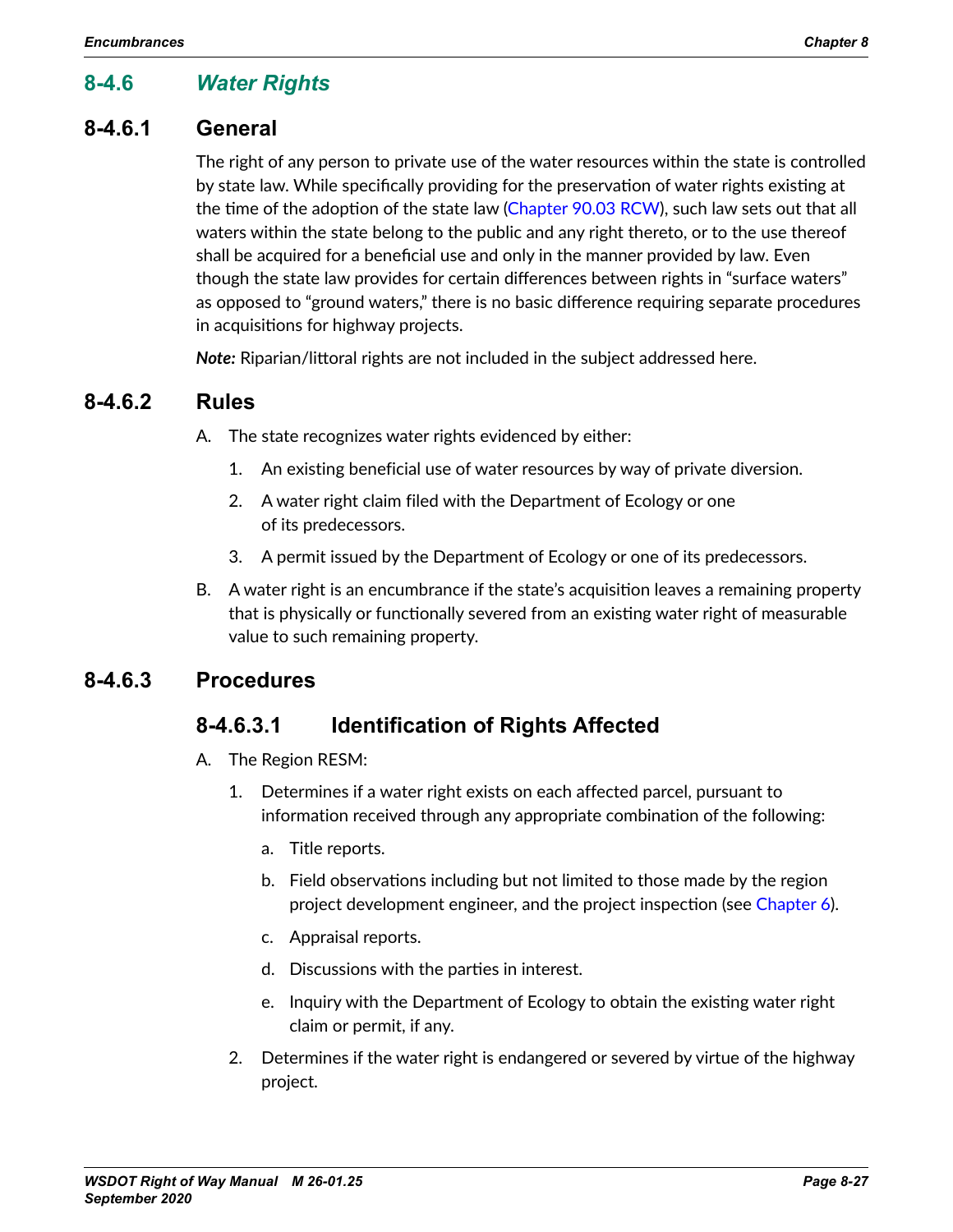## 8-4.6 *Water Rights*

### 8-4.6.1 General

The right of any person to private use of the water resources within the state is controlled by state law. While specifically providing for the preservation of water rights existing at the time of the adoption of the state law (Chapter 90.03 RCW), such law sets out that all waters within the state belong to the public and any right thereto, or to the use thereof shall be acquired for a beneficial use and only in the manner provided by law. Even though the state law provides for certain differences between rights in "surface waters" as opposed to "ground waters," there is no basic difference requiring separate procedures in acquisitions for highway projects.

***Note:*** Riparian/littoral rights are not included in the subject addressed here.

### 8-4.6.2 Rules

A. The state recognizes water rights evidenced by either:

   1. An existing beneficial use of water resources by way of private diversion.
   2. A water right claim filed with the Department of Ecology or one of its predecessors.
   3. A permit issued by the Department of Ecology or one of its predecessors.

B. A water right is an encumbrance if the state's acquisition leaves a remaining property that is physically or functionally severed from an existing water right of measurable value to such remaining property.

### 8-4.6.3 Procedures

#### 8-4.6.3.1 Identification of Rights Affected

A. The Region RESM:

   1. Determines if a water right exists on each affected parcel, pursuant to information received through any appropriate combination of the following:

      a. Title reports.

      b. Field observations including but not limited to those made by the region project development engineer, and the project inspection (see Chapter 6).

      c. Appraisal reports.

      d. Discussions with the parties in interest.

      e. Inquiry with the Department of Ecology to obtain the existing water right claim or permit, if any.

   2. Determines if the water right is endangered or severed by virtue of the highway project.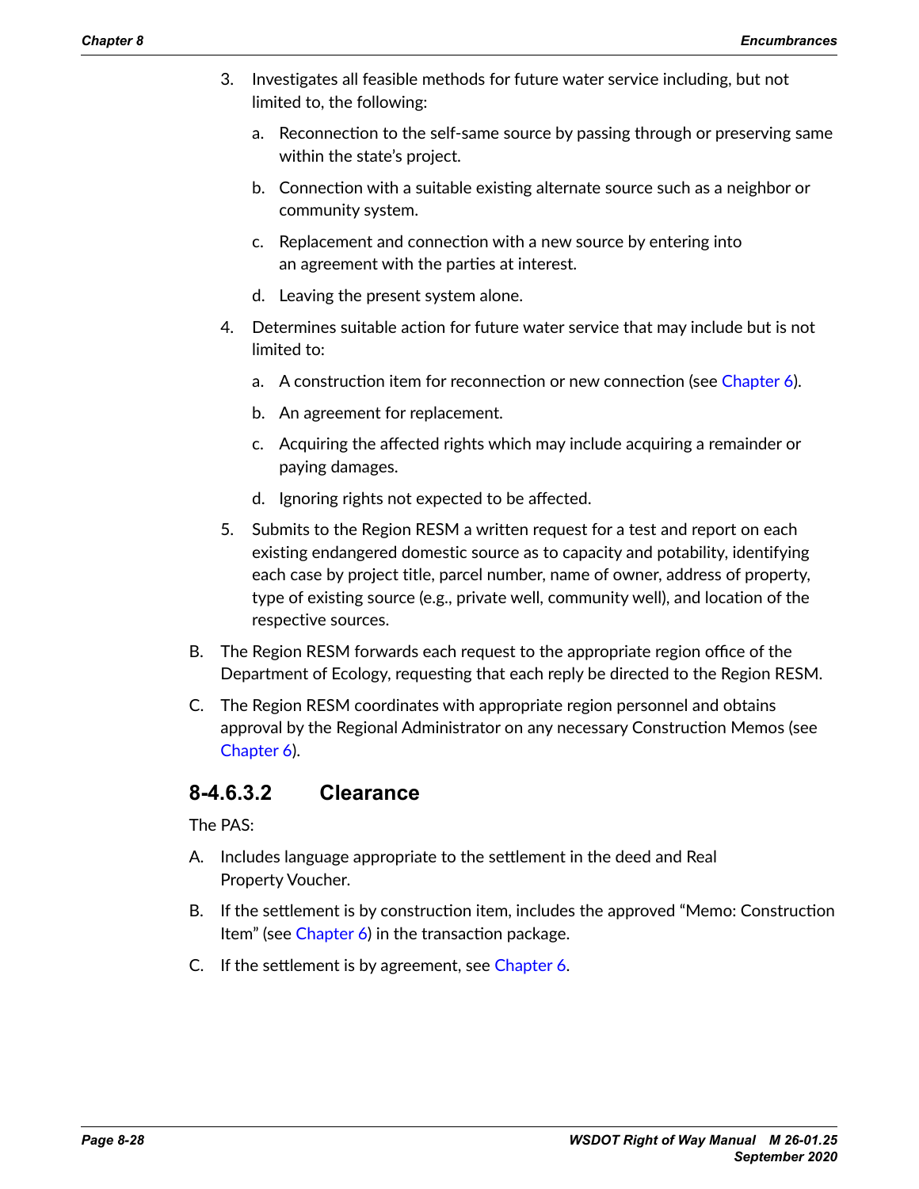3. Investigates all feasible methods for future water service including, but not limited to, the following:

   a. Reconnection to the self-same source by passing through or preserving same within the state's project.

   b. Connection with a suitable existing alternate source such as a neighbor or community system.

   c. Replacement and connection with a new source by entering into an agreement with the parties at interest.

   d. Leaving the present system alone.

4. Determines suitable action for future water service that may include but is not limited to:

   a. A construction item for reconnection or new connection (see Chapter 6).

   b. An agreement for replacement.

   c. Acquiring the affected rights which may include acquiring a remainder or paying damages.

   d. Ignoring rights not expected to be affected.

5. Submits to the Region RESM a written request for a test and report on each existing endangered domestic source as to capacity and potability, identifying each case by project title, parcel number, name of owner, address of property, type of existing source (e.g., private well, community well), and location of the respective sources.

B. The Region RESM forwards each request to the appropriate region office of the Department of Ecology, requesting that each reply be directed to the Region RESM.

C. The Region RESM coordinates with appropriate region personnel and obtains approval by the Regional Administrator on any necessary Construction Memos (see Chapter 6).

### 8-4.6.3.2 Clearance

The PAS:

A. Includes language appropriate to the settlement in the deed and Real Property Voucher.

B. If the settlement is by construction item, includes the approved "Memo: Construction Item" (see Chapter 6) in the transaction package.

C. If the settlement is by agreement, see Chapter 6.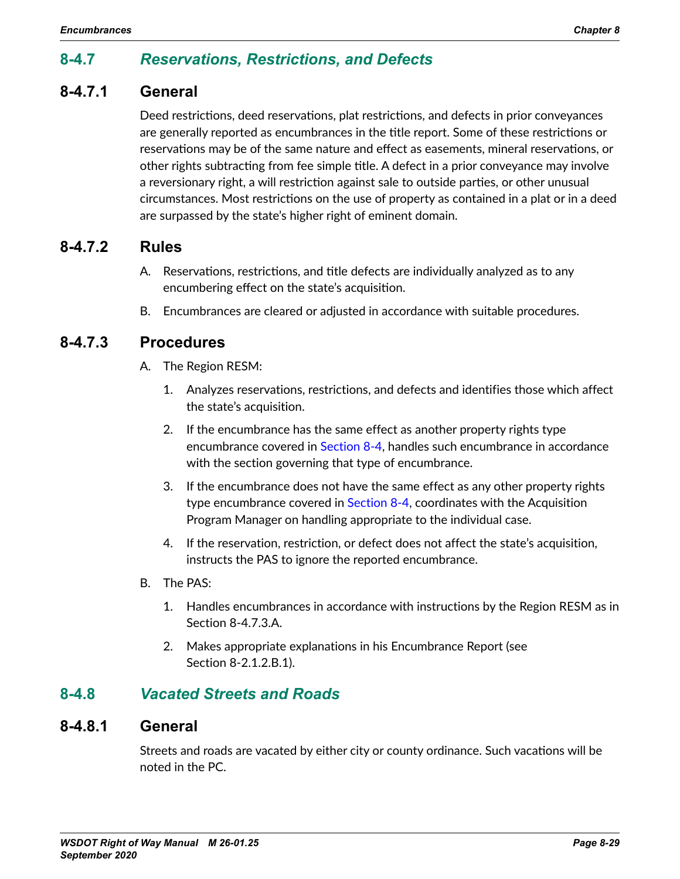## 8-4.7 *Reservations, Restrictions, and Defects*

### 8-4.7.1 General

Deed restrictions, deed reservations, plat restrictions, and defects in prior conveyances are generally reported as encumbrances in the title report. Some of these restrictions or reservations may be of the same nature and effect as easements, mineral reservations, or other rights subtracting from fee simple title. A defect in a prior conveyance may involve a reversionary right, a will restriction against sale to outside parties, or other unusual circumstances. Most restrictions on the use of property as contained in a plat or in a deed are surpassed by the state's higher right of eminent domain.

### 8-4.7.2 Rules

A. Reservations, restrictions, and title defects are individually analyzed as to any encumbering effect on the state's acquisition.

B. Encumbrances are cleared or adjusted in accordance with suitable procedures.

### 8-4.7.3 Procedures

A. The Region RESM:

   1. Analyzes reservations, restrictions, and defects and identifies those which affect the state's acquisition.

   2. If the encumbrance has the same effect as another property rights type encumbrance covered in Section 8-4, handles such encumbrance in accordance with the section governing that type of encumbrance.

   3. If the encumbrance does not have the same effect as any other property rights type encumbrance covered in Section 8-4, coordinates with the Acquisition Program Manager on handling appropriate to the individual case.

   4. If the reservation, restriction, or defect does not affect the state's acquisition, instructs the PAS to ignore the reported encumbrance.

B. The PAS:

   1. Handles encumbrances in accordance with instructions by the Region RESM as in Section 8-4.7.3.A.

   2. Makes appropriate explanations in his Encumbrance Report (see Section 8-2.1.2.B.1).

## 8-4.8 *Vacated Streets and Roads*

### 8-4.8.1 General

Streets and roads are vacated by either city or county ordinance. Such vacations will be noted in the PC.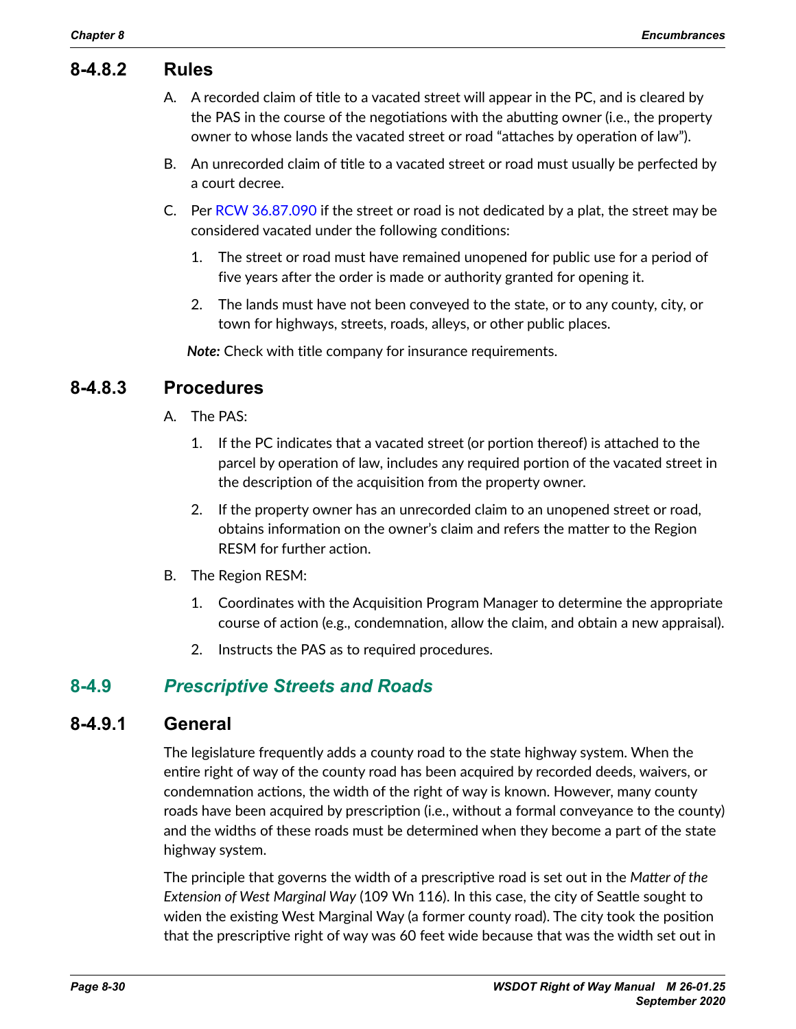### 8-4.8.2 Rules

A. A recorded claim of title to a vacated street will appear in the PC, and is cleared by the PAS in the course of the negotiations with the abutting owner (i.e., the property owner to whose lands the vacated street or road "attaches by operation of law").

B. An unrecorded claim of title to a vacated street or road must usually be perfected by a court decree.

C. Per RCW 36.87.090 if the street or road is not dedicated by a plat, the street may be considered vacated under the following conditions:

   1. The street or road must have remained unopened for public use for a period of five years after the order is made or authority granted for opening it.

   2. The lands must have not been conveyed to the state, or to any county, city, or town for highways, streets, roads, alleys, or other public places.

***Note:*** Check with title company for insurance requirements.

### 8-4.8.3 Procedures

A. The PAS:

   1. If the PC indicates that a vacated street (or portion thereof) is attached to the parcel by operation of law, includes any required portion of the vacated street in the description of the acquisition from the property owner.

   2. If the property owner has an unrecorded claim to an unopened street or road, obtains information on the owner's claim and refers the matter to the Region RESM for further action.

B. The Region RESM:

   1. Coordinates with the Acquisition Program Manager to determine the appropriate course of action (e.g., condemnation, allow the claim, and obtain a new appraisal).

   2. Instructs the PAS as to required procedures.

## 8-4.9 *Prescriptive Streets and Roads*

### 8-4.9.1 General

The legislature frequently adds a county road to the state highway system. When the entire right of way of the county road has been acquired by recorded deeds, waivers, or condemnation actions, the width of the right of way is known. However, many county roads have been acquired by prescription (i.e., without a formal conveyance to the county) and the widths of these roads must be determined when they become a part of the state highway system.

The principle that governs the width of a prescriptive road is set out in the *Matter of the Extension of West Marginal Way* (109 Wn 116). In this case, the city of Seattle sought to widen the existing West Marginal Way (a former county road). The city took the position that the prescriptive right of way was 60 feet wide because that was the width set out in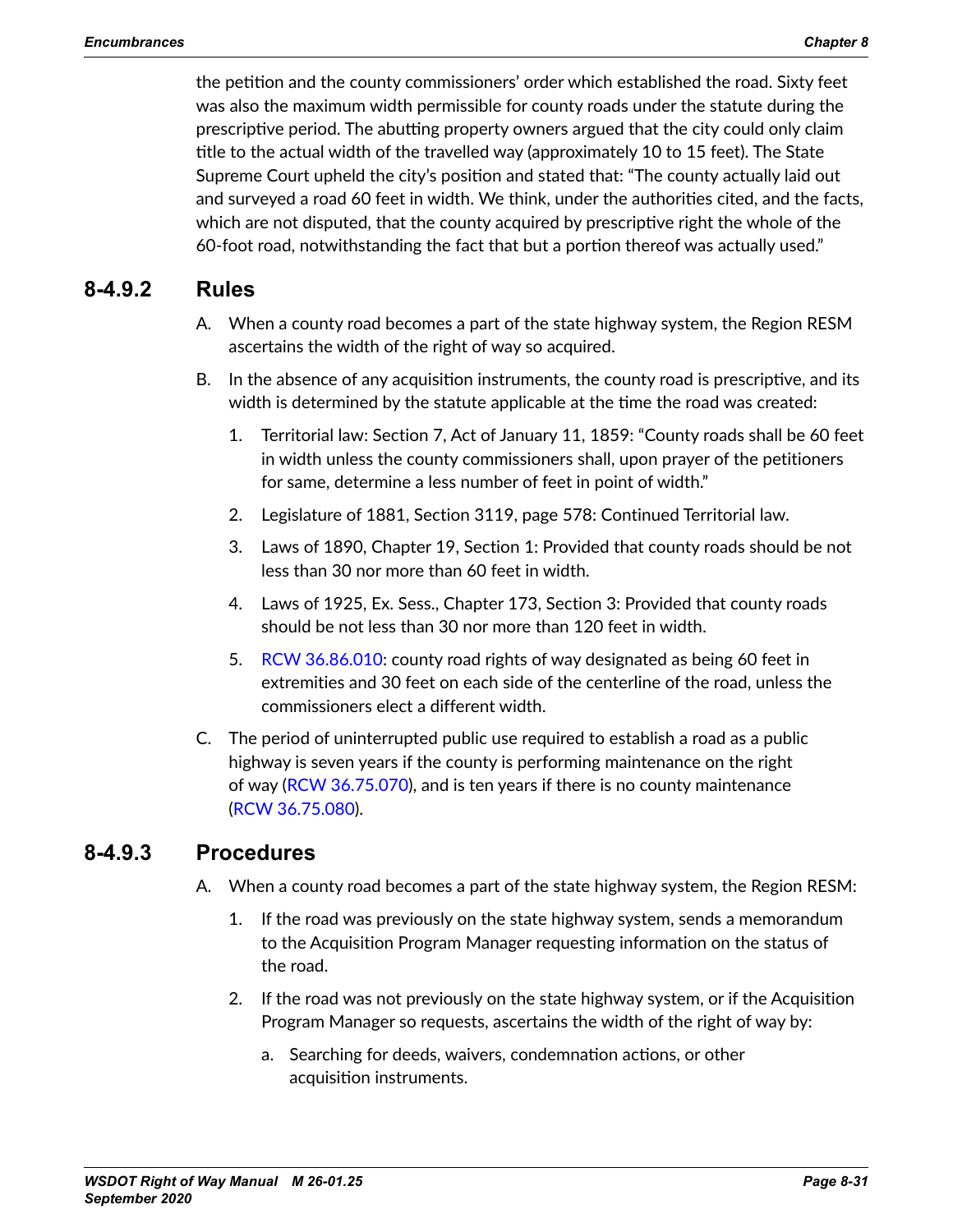the petition and the county commissioners' order which established the road. Sixty feet was also the maximum width permissible for county roads under the statute during the prescriptive period. The abutting property owners argued that the city could only claim title to the actual width of the travelled way (approximately 10 to 15 feet). The State Supreme Court upheld the city's position and stated that: "The county actually laid out and surveyed a road 60 feet in width. We think, under the authorities cited, and the facts, which are not disputed, that the county acquired by prescriptive right the whole of the 60-foot road, notwithstanding the fact that but a portion thereof was actually used."

### 8-4.9.2 Rules

A. When a county road becomes a part of the state highway system, the Region RESM ascertains the width of the right of way so acquired.

B. In the absence of any acquisition instruments, the county road is prescriptive, and its width is determined by the statute applicable at the time the road was created:

   1. Territorial law: Section 7, Act of January 11, 1859: "County roads shall be 60 feet in width unless the county commissioners shall, upon prayer of the petitioners for same, determine a less number of feet in point of width."

   2. Legislature of 1881, Section 3119, page 578: Continued Territorial law.

   3. Laws of 1890, Chapter 19, Section 1: Provided that county roads should be not less than 30 nor more than 60 feet in width.

   4. Laws of 1925, Ex. Sess., Chapter 173, Section 3: Provided that county roads should be not less than 30 nor more than 120 feet in width.

   5. RCW 36.86.010: county road rights of way designated as being 60 feet in extremities and 30 feet on each side of the centerline of the road, unless the commissioners elect a different width.

C. The period of uninterrupted public use required to establish a road as a public highway is seven years if the county is performing maintenance on the right of way (RCW 36.75.070), and is ten years if there is no county maintenance (RCW 36.75.080).

### 8-4.9.3 Procedures

A. When a county road becomes a part of the state highway system, the Region RESM:

   1. If the road was previously on the state highway system, sends a memorandum to the Acquisition Program Manager requesting information on the status of the road.

   2. If the road was not previously on the state highway system, or if the Acquisition Program Manager so requests, ascertains the width of the right of way by:

      a. Searching for deeds, waivers, condemnation actions, or other acquisition instruments.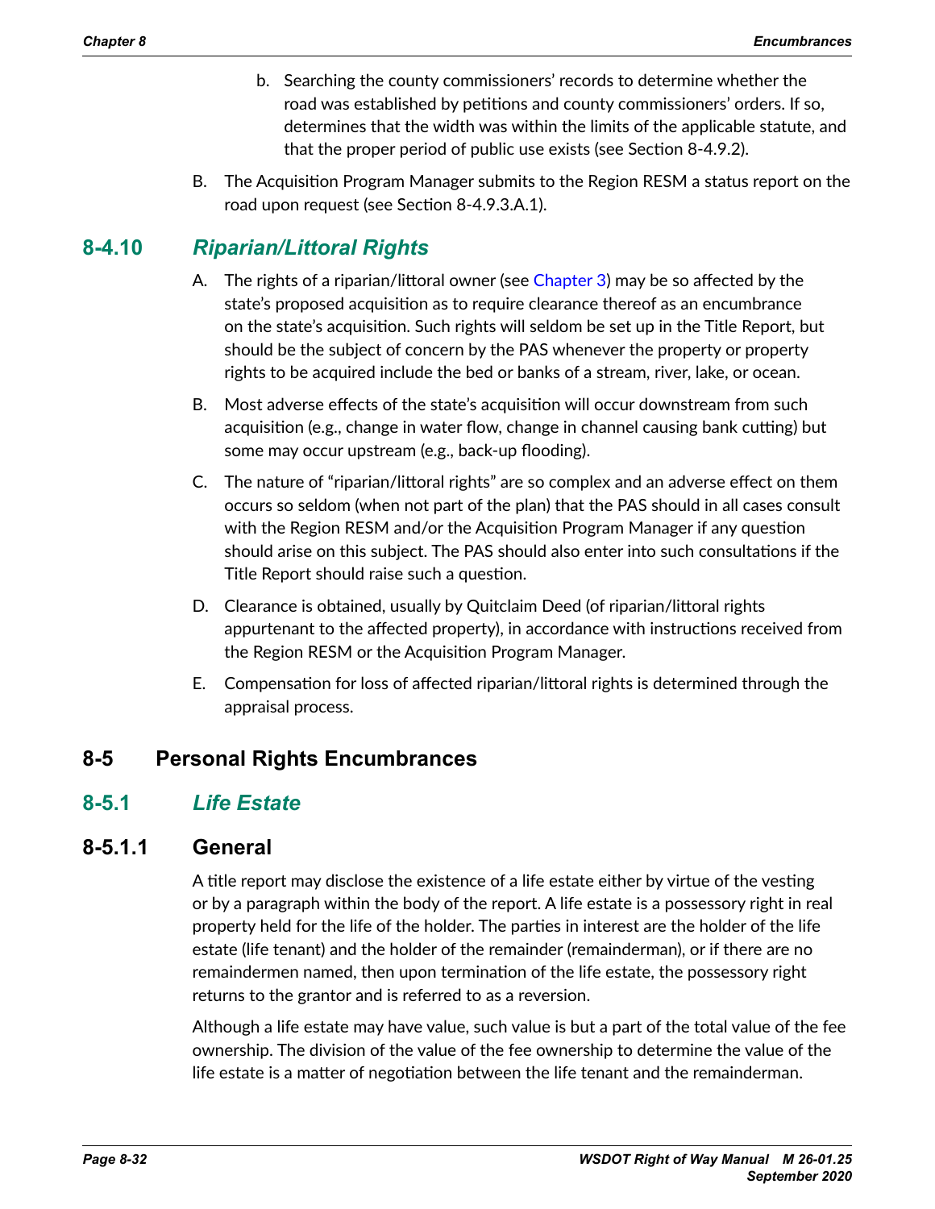b. Searching the county commissioners' records to determine whether the road was established by petitions and county commissioners' orders. If so, determines that the width was within the limits of the applicable statute, and that the proper period of public use exists (see Section 8-4.9.2).

B. The Acquisition Program Manager submits to the Region RESM a status report on the road upon request (see Section 8-4.9.3.A.1).

## 8-4.10 *Riparian/Littoral Rights*

A. The rights of a riparian/littoral owner (see Chapter 3) may be so affected by the state's proposed acquisition as to require clearance thereof as an encumbrance on the state's acquisition. Such rights will seldom be set up in the Title Report, but should be the subject of concern by the PAS whenever the property or property rights to be acquired include the bed or banks of a stream, river, lake, or ocean.

B. Most adverse effects of the state's acquisition will occur downstream from such acquisition (e.g., change in water flow, change in channel causing bank cutting) but some may occur upstream (e.g., back-up flooding).

C. The nature of "riparian/littoral rights" are so complex and an adverse effect on them occurs so seldom (when not part of the plan) that the PAS should in all cases consult with the Region RESM and/or the Acquisition Program Manager if any question should arise on this subject. The PAS should also enter into such consultations if the Title Report should raise such a question.

D. Clearance is obtained, usually by Quitclaim Deed (of riparian/littoral rights appurtenant to the affected property), in accordance with instructions received from the Region RESM or the Acquisition Program Manager.

E. Compensation for loss of affected riparian/littoral rights is determined through the appraisal process.

# 8-5 Personal Rights Encumbrances

## 8-5.1 *Life Estate*

### 8-5.1.1 General

A title report may disclose the existence of a life estate either by virtue of the vesting or by a paragraph within the body of the report. A life estate is a possessory right in real property held for the life of the holder. The parties in interest are the holder of the life estate (life tenant) and the holder of the remainder (remainderman), or if there are no remaindermen named, then upon termination of the life estate, the possessory right returns to the grantor and is referred to as a reversion.

Although a life estate may have value, such value is but a part of the total value of the fee ownership. The division of the value of the fee ownership to determine the value of the life estate is a matter of negotiation between the life tenant and the remainderman.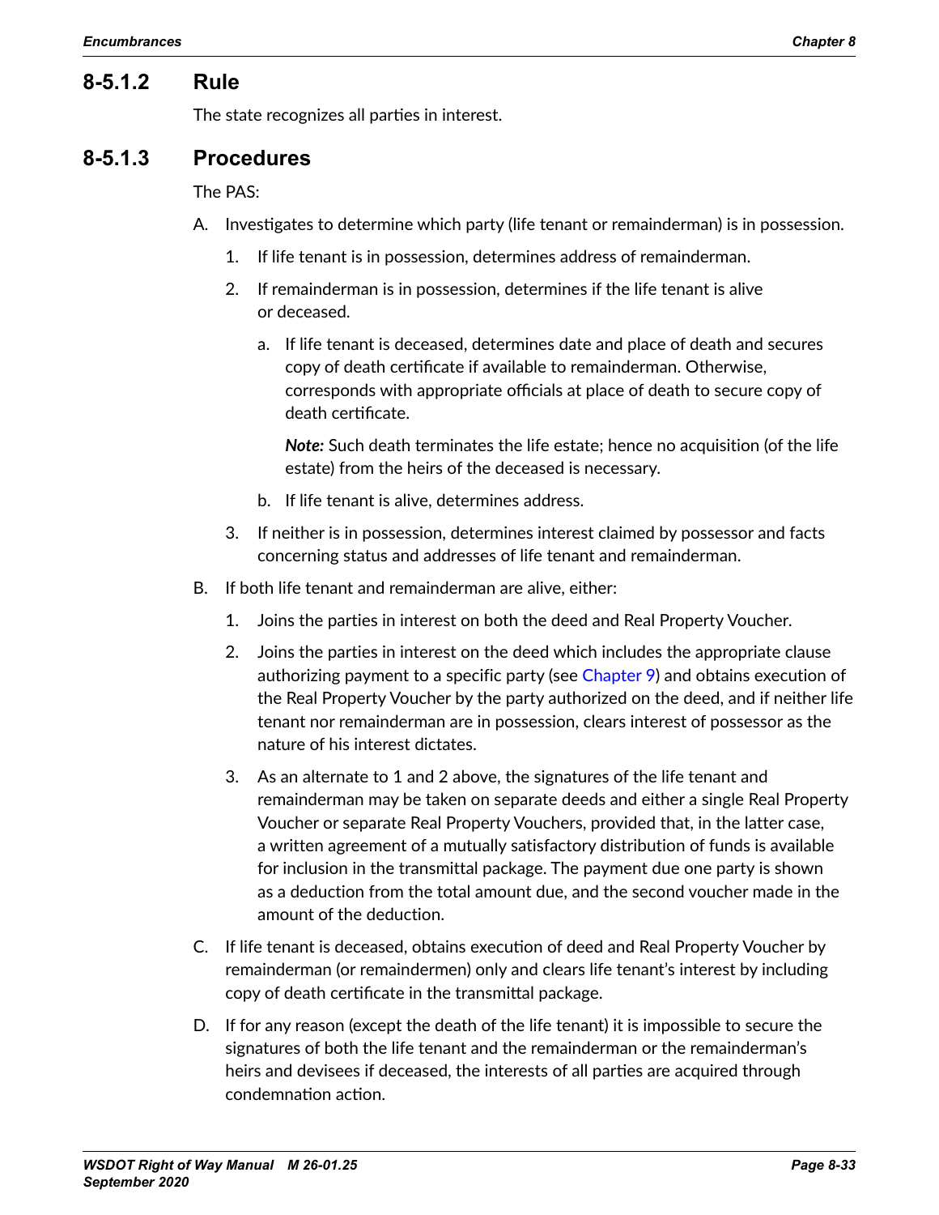### 8-5.1.2 Rule

The state recognizes all parties in interest.

### 8-5.1.3 Procedures

The PAS:

A. Investigates to determine which party (life tenant or remainderman) is in possession.
   1. If life tenant is in possession, determines address of remainderman.
   2. If remainderman is in possession, determines if the life tenant is alive or deceased.
      a. If life tenant is deceased, determines date and place of death and secures copy of death certificate if available to remainderman. Otherwise, corresponds with appropriate officials at place of death to secure copy of death certificate.

         ***Note:*** Such death terminates the life estate; hence no acquisition (of the life estate) from the heirs of the deceased is necessary.
      b. If life tenant is alive, determines address.
   3. If neither is in possession, determines interest claimed by possessor and facts concerning status and addresses of life tenant and remainderman.

B. If both life tenant and remainderman are alive, either:
   1. Joins the parties in interest on both the deed and Real Property Voucher.
   2. Joins the parties in interest on the deed which includes the appropriate clause authorizing payment to a specific party (see Chapter 9) and obtains execution of the Real Property Voucher by the party authorized on the deed, and if neither life tenant nor remainderman are in possession, clears interest of possessor as the nature of his interest dictates.
   3. As an alternate to 1 and 2 above, the signatures of the life tenant and remainderman may be taken on separate deeds and either a single Real Property Voucher or separate Real Property Vouchers, provided that, in the latter case, a written agreement of a mutually satisfactory distribution of funds is available for inclusion in the transmittal package. The payment due one party is shown as a deduction from the total amount due, and the second voucher made in the amount of the deduction.

C. If life tenant is deceased, obtains execution of deed and Real Property Voucher by remainderman (or remaindermen) only and clears life tenant's interest by including copy of death certificate in the transmittal package.

D. If for any reason (except the death of the life tenant) it is impossible to secure the signatures of both the life tenant and the remainderman or the remainderman's heirs and devisees if deceased, the interests of all parties are acquired through condemnation action.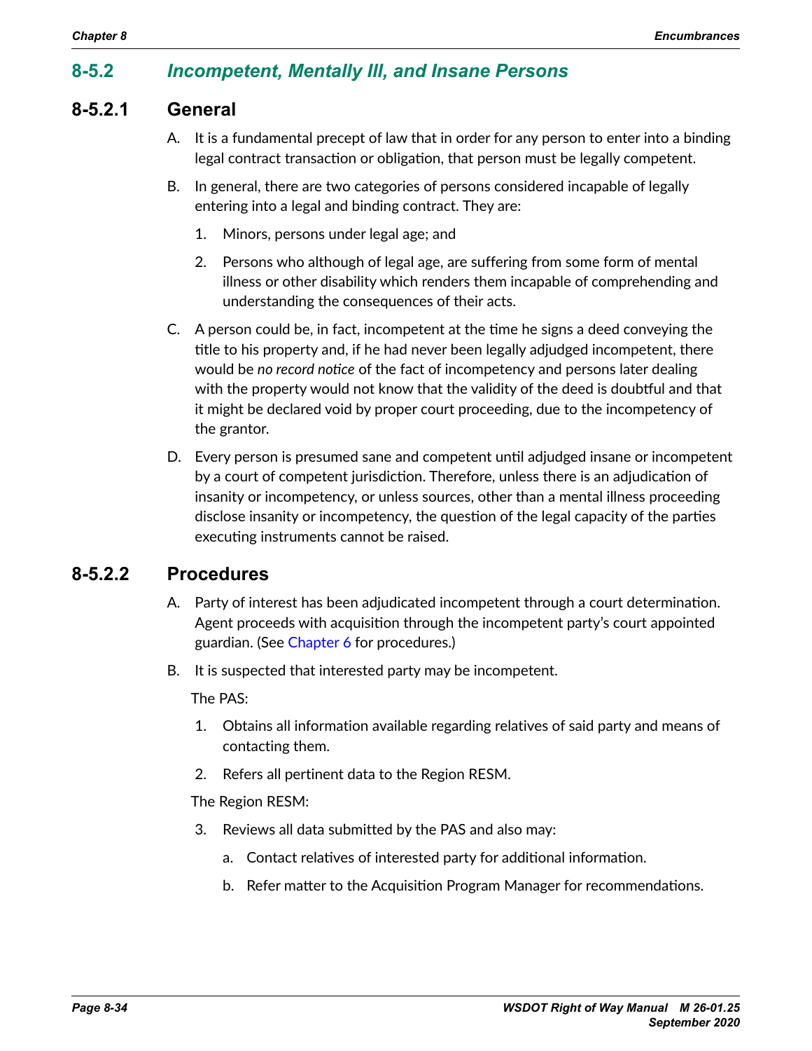## 8-5.2 *Incompetent, Mentally Ill, and Insane Persons*

### 8-5.2.1 General

A. It is a fundamental precept of law that in order for any person to enter into a binding legal contract transaction or obligation, that person must be legally competent.

B. In general, there are two categories of persons considered incapable of legally entering into a legal and binding contract. They are:

   1. Minors, persons under legal age; and

   2. Persons who although of legal age, are suffering from some form of mental illness or other disability which renders them incapable of comprehending and understanding the consequences of their acts.

C. A person could be, in fact, incompetent at the time he signs a deed conveying the title to his property and, if he had never been legally adjudged incompetent, there would be *no record notice* of the fact of incompetency and persons later dealing with the property would not know that the validity of the deed is doubtful and that it might be declared void by proper court proceeding, due to the incompetency of the grantor.

D. Every person is presumed sane and competent until adjudged insane or incompetent by a court of competent jurisdiction. Therefore, unless there is an adjudication of insanity or incompetency, or unless sources, other than a mental illness proceeding disclose insanity or incompetency, the question of the legal capacity of the parties executing instruments cannot be raised.

### 8-5.2.2 Procedures

A. Party of interest has been adjudicated incompetent through a court determination. Agent proceeds with acquisition through the incompetent party's court appointed guardian. (See Chapter 6 for procedures.)

B. It is suspected that interested party may be incompetent.

   The PAS:

   1. Obtains all information available regarding relatives of said party and means of contacting them.

   2. Refers all pertinent data to the Region RESM.

   The Region RESM:

   3. Reviews all data submitted by the PAS and also may:

      a. Contact relatives of interested party for additional information.

      b. Refer matter to the Acquisition Program Manager for recommendations.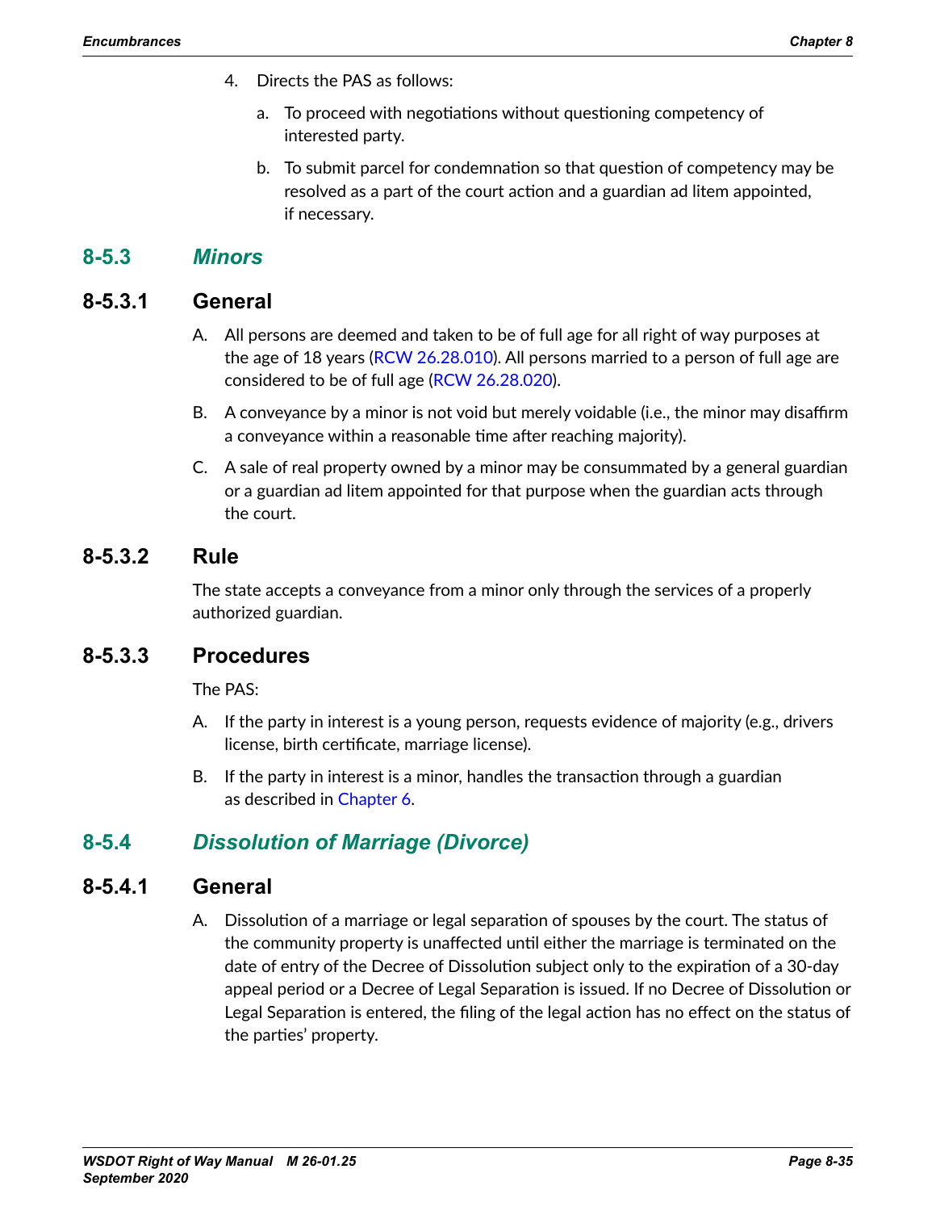4. Directs the PAS as follows:

   a. To proceed with negotiations without questioning competency of interested party.

   b. To submit parcel for condemnation so that question of competency may be resolved as a part of the court action and a guardian ad litem appointed, if necessary.

## 8-5.3 *Minors*

### 8-5.3.1 General

A. All persons are deemed and taken to be of full age for all right of way purposes at the age of 18 years (RCW 26.28.010). All persons married to a person of full age are considered to be of full age (RCW 26.28.020).

B. A conveyance by a minor is not void but merely voidable (i.e., the minor may disaffirm a conveyance within a reasonable time after reaching majority).

C. A sale of real property owned by a minor may be consummated by a general guardian or a guardian ad litem appointed for that purpose when the guardian acts through the court.

### 8-5.3.2 Rule

The state accepts a conveyance from a minor only through the services of a properly authorized guardian.

### 8-5.3.3 Procedures

The PAS:

A. If the party in interest is a young person, requests evidence of majority (e.g., drivers license, birth certificate, marriage license).

B. If the party in interest is a minor, handles the transaction through a guardian as described in Chapter 6.

## 8-5.4 *Dissolution of Marriage (Divorce)*

### 8-5.4.1 General

A. Dissolution of a marriage or legal separation of spouses by the court. The status of the community property is unaffected until either the marriage is terminated on the date of entry of the Decree of Dissolution subject only to the expiration of a 30-day appeal period or a Decree of Legal Separation is issued. If no Decree of Dissolution or Legal Separation is entered, the filing of the legal action has no effect on the status of the parties' property.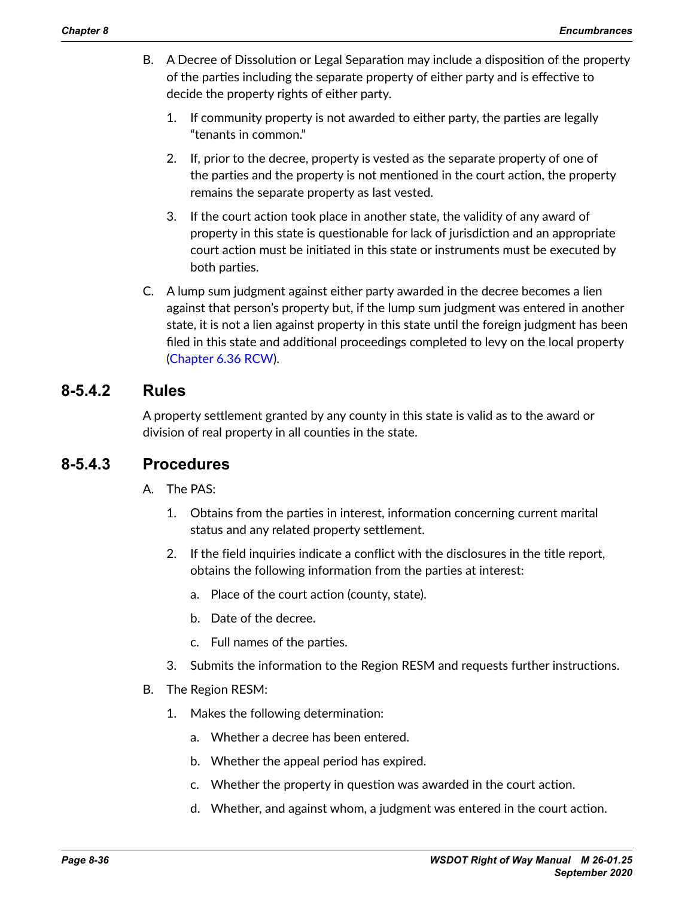B. A Decree of Dissolution or Legal Separation may include a disposition of the property of the parties including the separate property of either party and is effective to decide the property rights of either party.

   1. If community property is not awarded to either party, the parties are legally "tenants in common."

   2. If, prior to the decree, property is vested as the separate property of one of the parties and the property is not mentioned in the court action, the property remains the separate property as last vested.

   3. If the court action took place in another state, the validity of any award of property in this state is questionable for lack of jurisdiction and an appropriate court action must be initiated in this state or instruments must be executed by both parties.

C. A lump sum judgment against either party awarded in the decree becomes a lien against that person's property but, if the lump sum judgment was entered in another state, it is not a lien against property in this state until the foreign judgment has been filed in this state and additional proceedings completed to levy on the local property (Chapter 6.36 RCW).

### 8-5.4.2 Rules

A property settlement granted by any county in this state is valid as to the award or division of real property in all counties in the state.

### 8-5.4.3 Procedures

A. The PAS:

   1. Obtains from the parties in interest, information concerning current marital status and any related property settlement.

   2. If the field inquiries indicate a conflict with the disclosures in the title report, obtains the following information from the parties at interest:

      a. Place of the court action (county, state).

      b. Date of the decree.

      c. Full names of the parties.

   3. Submits the information to the Region RESM and requests further instructions.

B. The Region RESM:

   1. Makes the following determination:

      a. Whether a decree has been entered.

      b. Whether the appeal period has expired.

      c. Whether the property in question was awarded in the court action.

      d. Whether, and against whom, a judgment was entered in the court action.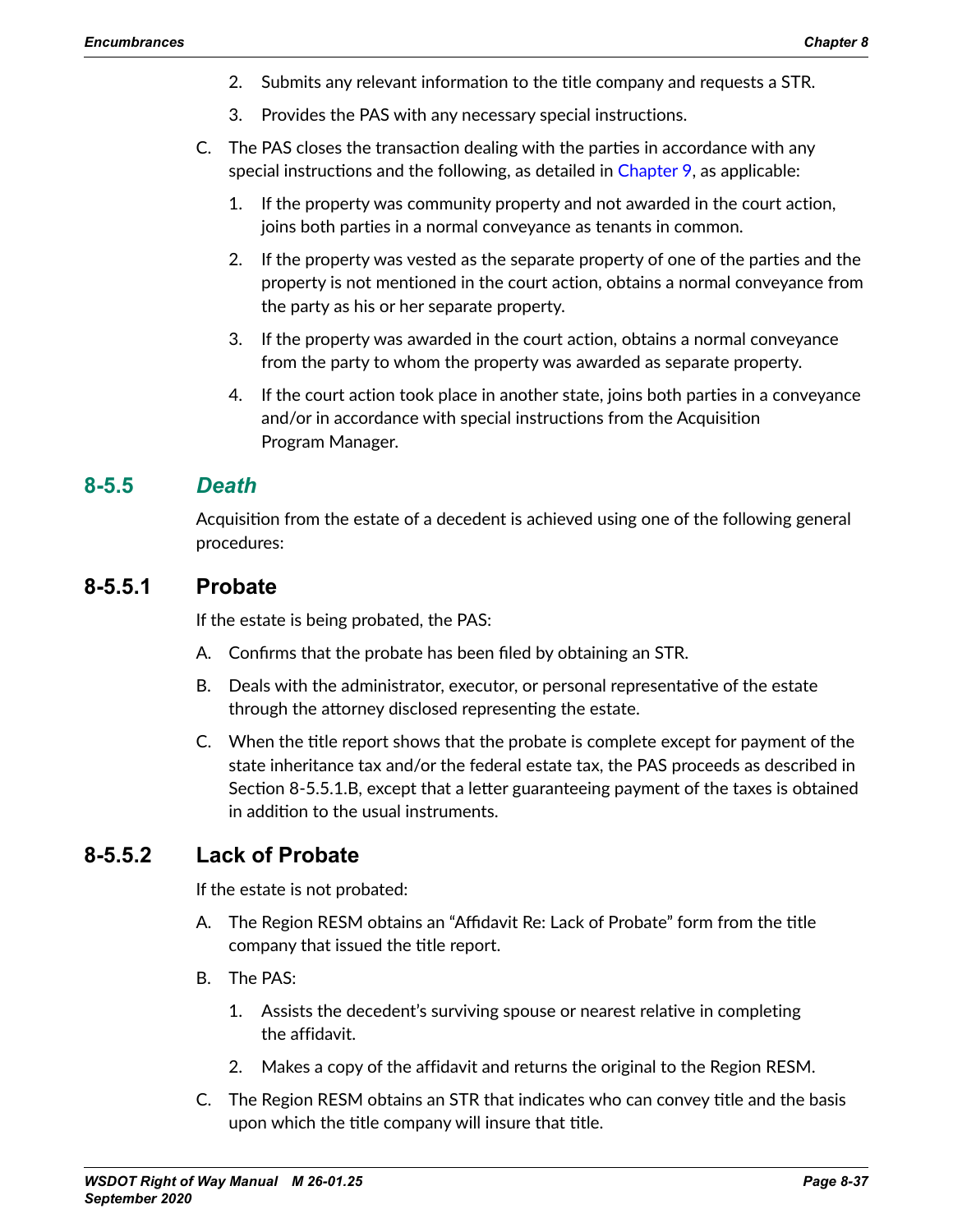2. Submits any relevant information to the title company and requests a STR.
3. Provides the PAS with any necessary special instructions.

C. The PAS closes the transaction dealing with the parties in accordance with any special instructions and the following, as detailed in Chapter 9, as applicable:

1. If the property was community property and not awarded in the court action, joins both parties in a normal conveyance as tenants in common.
2. If the property was vested as the separate property of one of the parties and the property is not mentioned in the court action, obtains a normal conveyance from the party as his or her separate property.
3. If the property was awarded in the court action, obtains a normal conveyance from the party to whom the property was awarded as separate property.
4. If the court action took place in another state, joins both parties in a conveyance and/or in accordance with special instructions from the Acquisition Program Manager.

## 8-5.5 *Death*

Acquisition from the estate of a decedent is achieved using one of the following general procedures:

### 8-5.5.1 Probate

If the estate is being probated, the PAS:

A. Confirms that the probate has been filed by obtaining an STR.

B. Deals with the administrator, executor, or personal representative of the estate through the attorney disclosed representing the estate.

C. When the title report shows that the probate is complete except for payment of the state inheritance tax and/or the federal estate tax, the PAS proceeds as described in Section 8-5.5.1.B, except that a letter guaranteeing payment of the taxes is obtained in addition to the usual instruments.

### 8-5.5.2 Lack of Probate

If the estate is not probated:

A. The Region RESM obtains an “Affidavit Re: Lack of Probate” form from the title company that issued the title report.

B. The PAS:

1. Assists the decedent’s surviving spouse or nearest relative in completing the affidavit.
2. Makes a copy of the affidavit and returns the original to the Region RESM.

C. The Region RESM obtains an STR that indicates who can convey title and the basis upon which the title company will insure that title.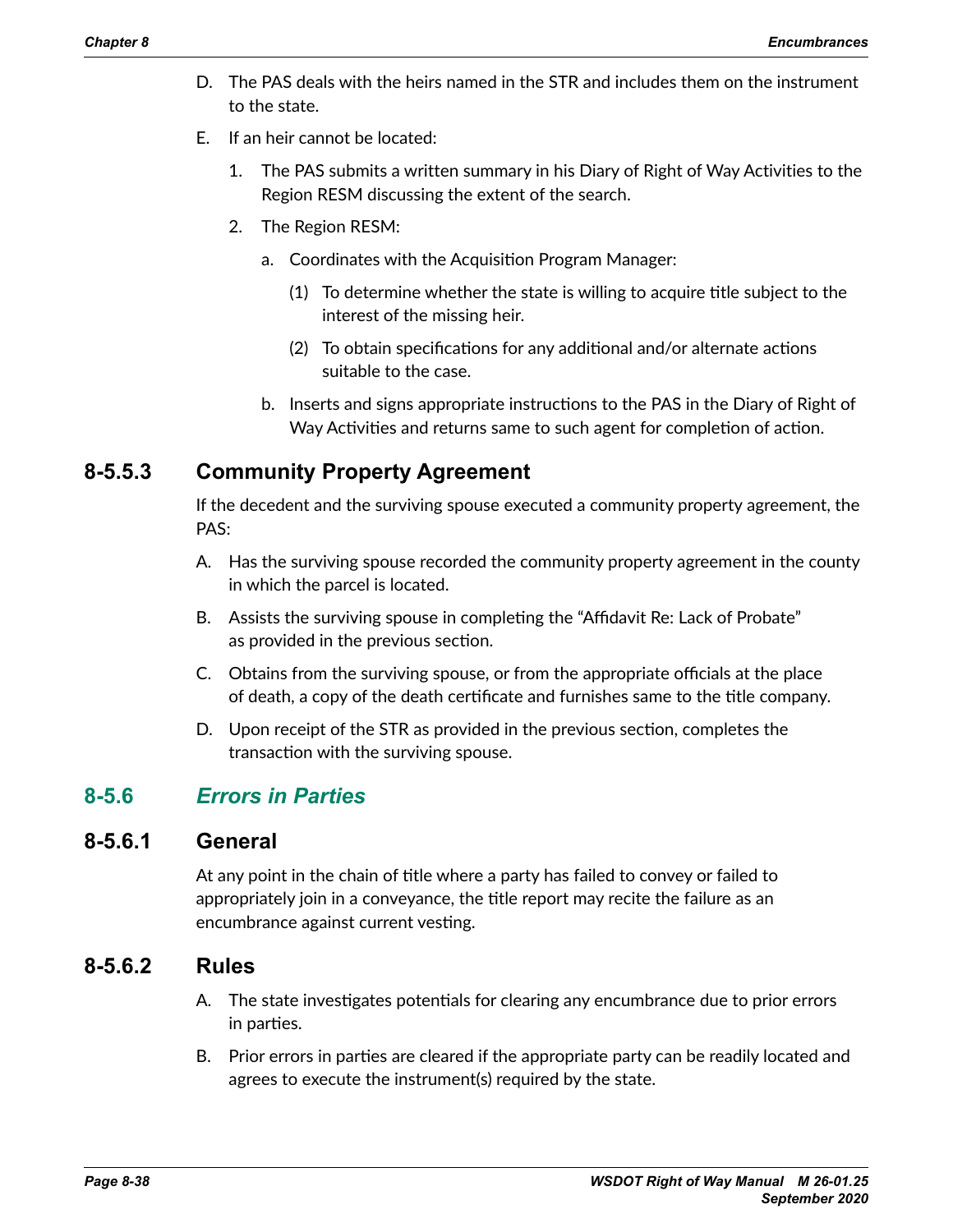D. The PAS deals with the heirs named in the STR and includes them on the instrument to the state.

E. If an heir cannot be located:

1. The PAS submits a written summary in his Diary of Right of Way Activities to the Region RESM discussing the extent of the search.

2. The Region RESM:

   a. Coordinates with the Acquisition Program Manager:

      (1) To determine whether the state is willing to acquire title subject to the interest of the missing heir.

      (2) To obtain specifications for any additional and/or alternate actions suitable to the case.

   b. Inserts and signs appropriate instructions to the PAS in the Diary of Right of Way Activities and returns same to such agent for completion of action.

### 8-5.5.3 Community Property Agreement

If the decedent and the surviving spouse executed a community property agreement, the PAS:

A. Has the surviving spouse recorded the community property agreement in the county in which the parcel is located.

B. Assists the surviving spouse in completing the “Affidavit Re: Lack of Probate” as provided in the previous section.

C. Obtains from the surviving spouse, or from the appropriate officials at the place of death, a copy of the death certificate and furnishes same to the title company.

D. Upon receipt of the STR as provided in the previous section, completes the transaction with the surviving spouse.

## 8-5.6 *Errors in Parties*

### 8-5.6.1 General

At any point in the chain of title where a party has failed to convey or failed to appropriately join in a conveyance, the title report may recite the failure as an encumbrance against current vesting.

### 8-5.6.2 Rules

A. The state investigates potentials for clearing any encumbrance due to prior errors in parties.

B. Prior errors in parties are cleared if the appropriate party can be readily located and agrees to execute the instrument(s) required by the state.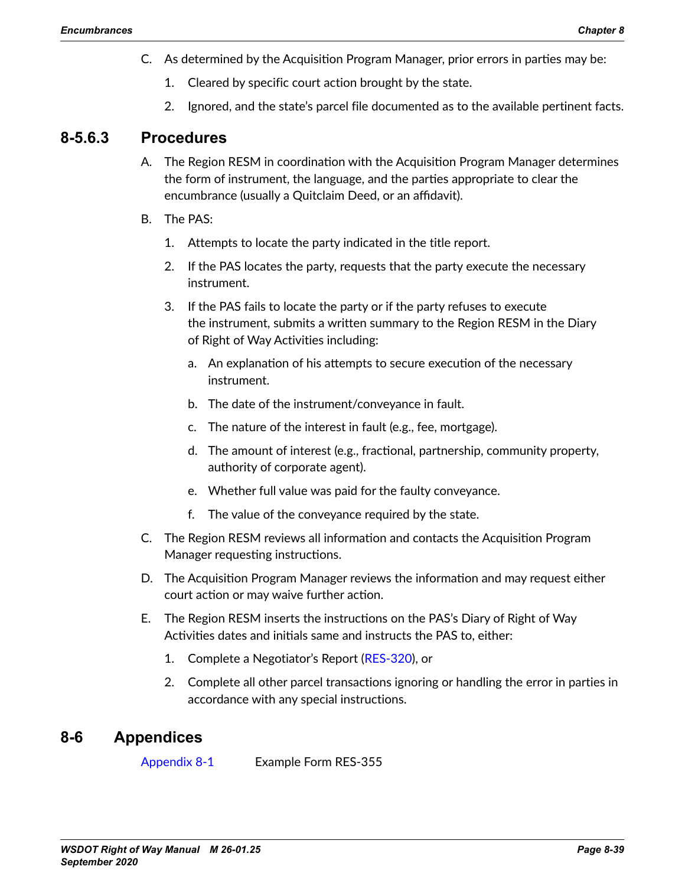C. As determined by the Acquisition Program Manager, prior errors in parties may be:

   1. Cleared by specific court action brought by the state.

   2. Ignored, and the state's parcel file documented as to the available pertinent facts.

### 8-5.6.3 Procedures

A. The Region RESM in coordination with the Acquisition Program Manager determines the form of instrument, the language, and the parties appropriate to clear the encumbrance (usually a Quitclaim Deed, or an affidavit).

B. The PAS:

   1. Attempts to locate the party indicated in the title report.

   2. If the PAS locates the party, requests that the party execute the necessary instrument.

   3. If the PAS fails to locate the party or if the party refuses to execute the instrument, submits a written summary to the Region RESM in the Diary of Right of Way Activities including:

      a. An explanation of his attempts to secure execution of the necessary instrument.

      b. The date of the instrument/conveyance in fault.

      c. The nature of the interest in fault (e.g., fee, mortgage).

      d. The amount of interest (e.g., fractional, partnership, community property, authority of corporate agent).

      e. Whether full value was paid for the faulty conveyance.

      f. The value of the conveyance required by the state.

C. The Region RESM reviews all information and contacts the Acquisition Program Manager requesting instructions.

D. The Acquisition Program Manager reviews the information and may request either court action or may waive further action.

E. The Region RESM inserts the instructions on the PAS's Diary of Right of Way Activities dates and initials same and instructs the PAS to, either:

   1. Complete a Negotiator's Report (RES-320), or

   2. Complete all other parcel transactions ignoring or handling the error in parties in accordance with any special instructions.

## 8-6 Appendices

Appendix 8-1 Example Form RES-355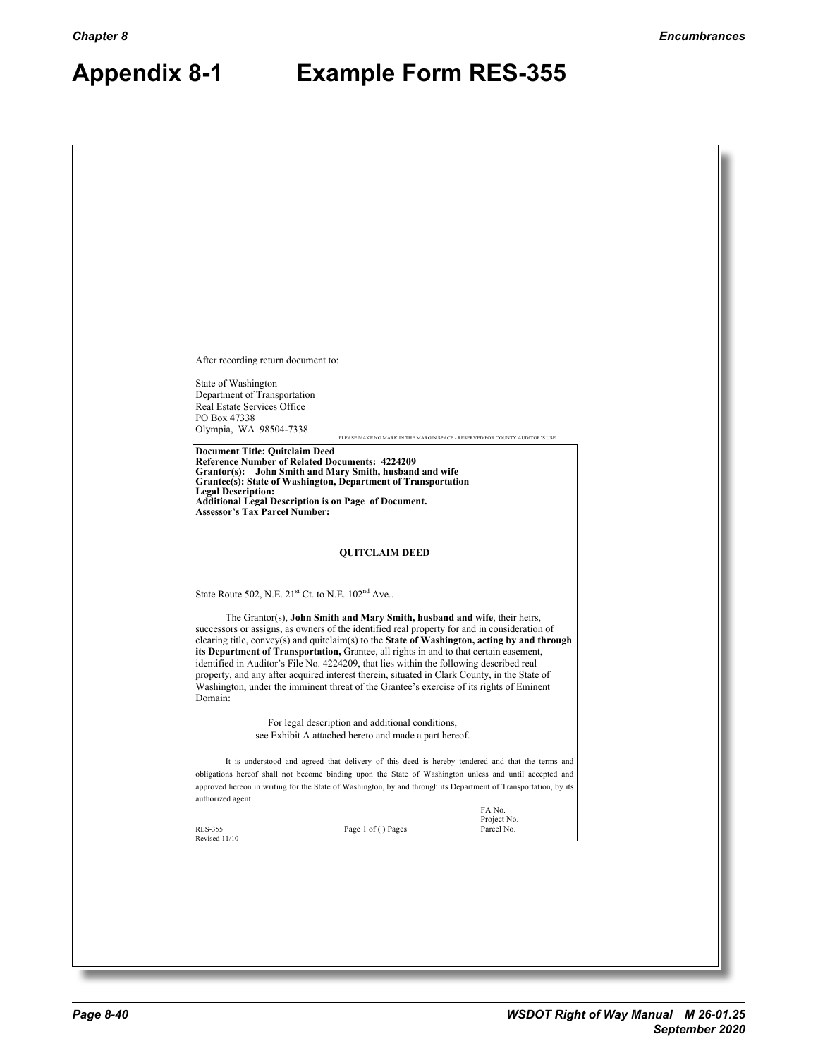# Appendix 8-1 Example Form RES-355

After recording return document to:

State of Washington
Department of Transportation
Real Estate Services Office
PO Box 47338
Olympia, WA 98504-7338

PLEASE MAKE NO MARK IN THE MARGIN SPACE - RESERVED FOR COUNTY AUDITOR'S USE

**Document Title: Quitclaim Deed**
**Reference Number of Related Documents: 4224209**
**Grantor(s): John Smith and Mary Smith, husband and wife**
**Grantee(s): State of Washington, Department of Transportation**
**Legal Description:**
**Additional Legal Description is on Page of Document.**
**Assessor's Tax Parcel Number:**

**QUITCLAIM DEED**

State Route 502, N.E. 21st Ct. to N.E. 102nd Ave..

The Grantor(s), **John Smith and Mary Smith, husband and wife**, their heirs, successors or assigns, as owners of the identified real property for and in consideration of clearing title, convey(s) and quitclaim(s) to the **State of Washington, acting by and through its Department of Transportation,** Grantee, all rights in and to that certain easement, identified in Auditor's File No. 4224209, that lies within the following described real property, and any after acquired interest therein, situated in Clark County, in the State of Washington, under the imminent threat of the Grantee's exercise of its rights of Eminent Domain:

For legal description and additional conditions,
see Exhibit A attached hereto and made a part hereof.

It is understood and agreed that delivery of this deed is hereby tendered and that the terms and obligations hereof shall not become binding upon the State of Washington unless and until accepted and approved hereon in writing for the State of Washington, by and through its Department of Transportation, by its authorized agent.

FA No.
Project No.
Parcel No.

RES-355
Revised 11/10

Page 1 of ( ) Pages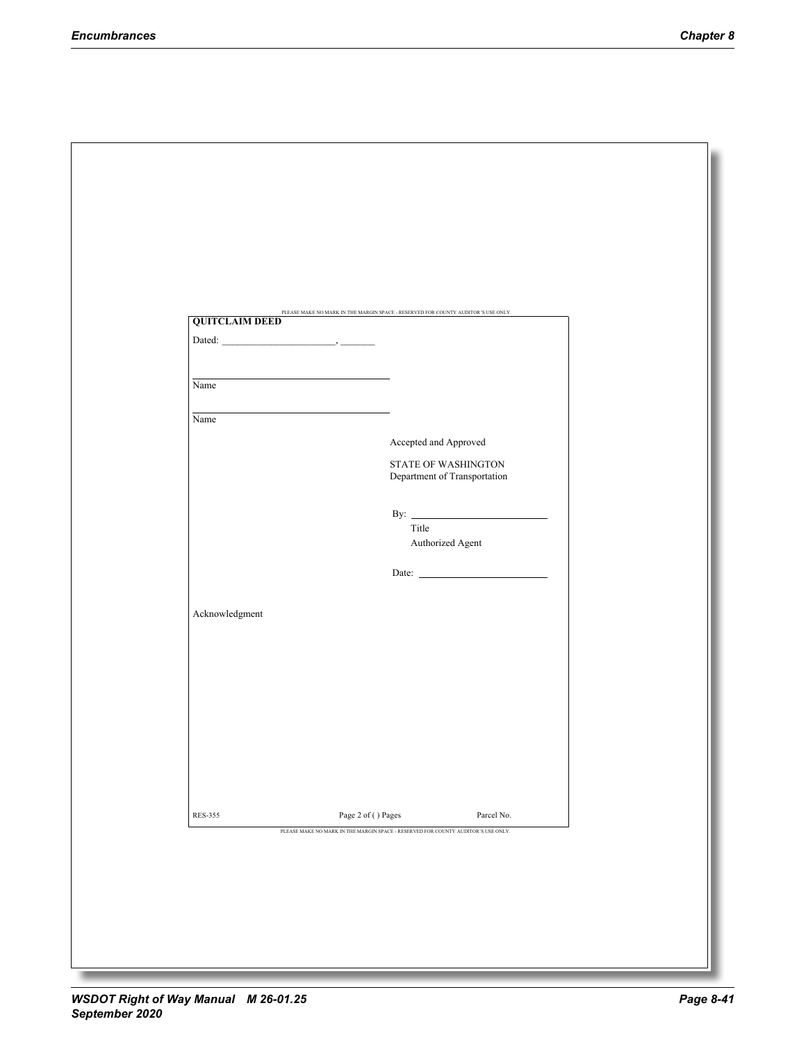PLEASE MAKE NO MARK IN THE MARGIN SPACE - RESERVED FOR COUNTY AUDITOR'S USE ONLY.

**QUITCLAIM DEED**

Dated: ______________________, _______

____________________________________
Name

____________________________________
Name

Accepted and Approved

STATE OF WASHINGTON
Department of Transportation

By: ________________________
Title
Authorized Agent

Date: ________________________

Acknowledgment

RES-355 Page 2 of ( ) Pages Parcel No.

PLEASE MAKE NO MARK IN THE MARGIN SPACE - RESERVED FOR COUNTY AUDITOR'S USE ONLY.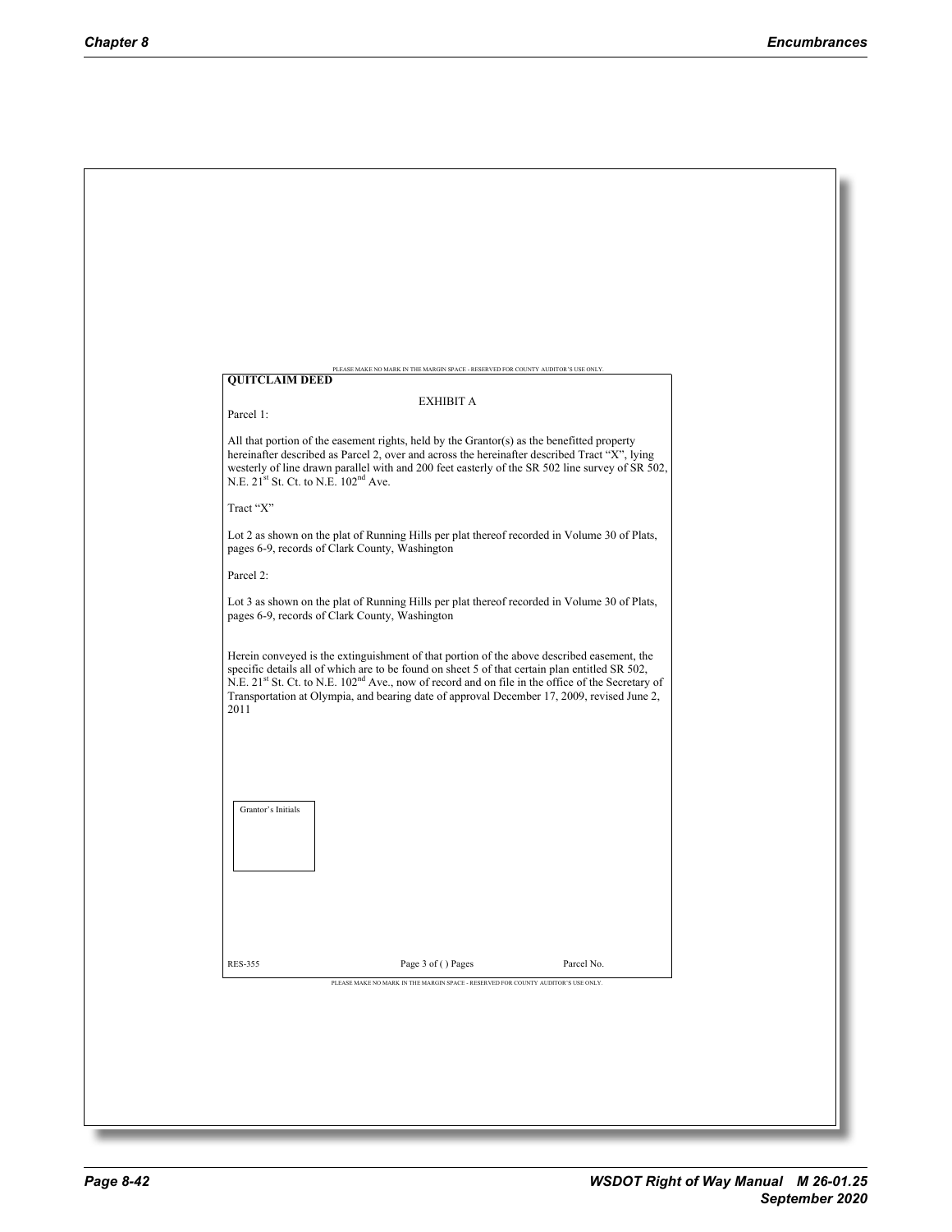PLEASE MAKE NO MARK IN THE MARGIN SPACE - RESERVED FOR COUNTY AUDITOR'S USE ONLY.

**QUITCLAIM DEED**

EXHIBIT A

Parcel 1:

All that portion of the easement rights, held by the Grantor(s) as the benefitted property hereinafter described as Parcel 2, over and across the hereinafter described Tract "X", lying westerly of line drawn parallel with and 200 feet easterly of the SR 502 line survey of SR 502, N.E. 21st St. Ct. to N.E. 102nd Ave.

Tract "X"

Lot 2 as shown on the plat of Running Hills per plat thereof recorded in Volume 30 of Plats, pages 6-9, records of Clark County, Washington

Parcel 2:

Lot 3 as shown on the plat of Running Hills per plat thereof recorded in Volume 30 of Plats, pages 6-9, records of Clark County, Washington

Herein conveyed is the extinguishment of that portion of the above described easement, the specific details all of which are to be found on sheet 5 of that certain plan entitled SR 502, N.E. 21st St. Ct. to N.E. 102nd Ave., now of record and on file in the office of the Secretary of Transportation at Olympia, and bearing date of approval December 17, 2009, revised June 2, 2011

Grantor's Initials

RES-355 Page 3 of ( ) Pages Parcel No.

PLEASE MAKE NO MARK IN THE MARGIN SPACE - RESERVED FOR COUNTY AUDITOR'S USE ONLY.